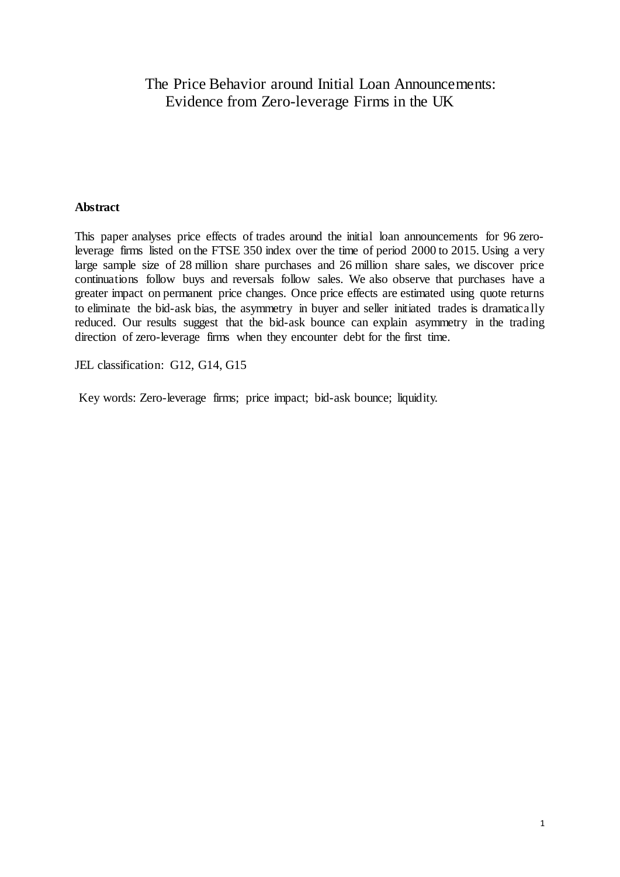# The Price Behavior around Initial Loan Announcements: Evidence from Zero-leverage Firms in the UK

**Abstract**

This paper analyses price effects of trades around the initial loan announcements for 96 zero-leverage firms listed on the FTSE 350 index over the time of period 2000 to 2015. Using a very large sample size of 28 million share purchases and 26 million share sales, we discover price continuations follow buys and reversals follow sales. We also observe that purchases have a greater impact on permanent price changes. Once price effects are estimated using quote returns to eliminate the bid-ask bias, the asymmetry in buyer and seller initiated trades is dramatically reduced. Our results suggest that the bid-ask bounce can explain asymmetry in the trading direction of zero-leverage firms when they encounter debt for the first time.

JEL classification: G12, G14, G15

Key words: Zero-leverage firms; price impact; bid-ask bounce; liquidity.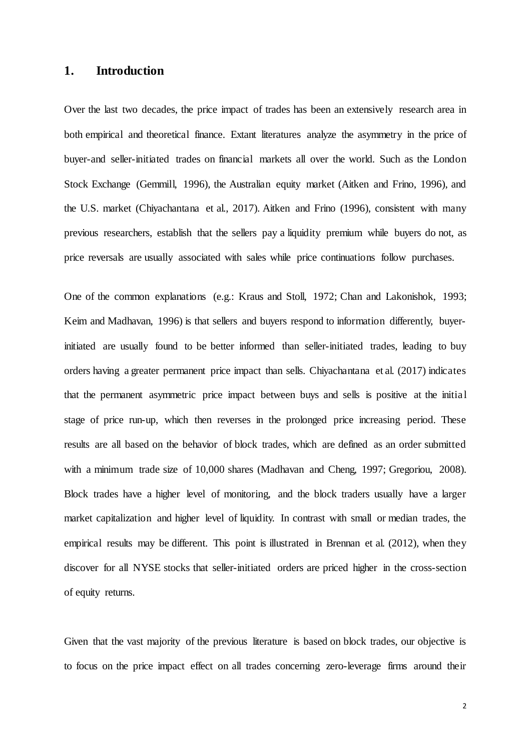# 1. Introduction

Over the last two decades, the price impact of trades has been an extensively research area in both empirical and theoretical finance. Extant literatures analyze the asymmetry in the price of buyer-and seller-initiated trades on financial markets all over the world. Such as the London Stock Exchange (Gemmill, 1996), the Australian equity market (Aitken and Frino, 1996), and the U.S. market (Chiyachantana et al., 2017). Aitken and Frino (1996), consistent with many previous researchers, establish that the sellers pay a liquidity premium while buyers do not, as price reversals are usually associated with sales while price continuations follow purchases.

One of the common explanations (e.g.: Kraus and Stoll, 1972; Chan and Lakonishok, 1993; Keim and Madhavan, 1996) is that sellers and buyers respond to information differently, buyer-initiated are usually found to be better informed than seller-initiated trades, leading to buy orders having a greater permanent price impact than sells. Chiyachantana et al. (2017) indicates that the permanent asymmetric price impact between buys and sells is positive at the initial stage of price run-up, which then reverses in the prolonged price increasing period. These results are all based on the behavior of block trades, which are defined as an order submitted with a minimum trade size of 10,000 shares (Madhavan and Cheng, 1997; Gregoriou, 2008). Block trades have a higher level of monitoring, and the block traders usually have a larger market capitalization and higher level of liquidity. In contrast with small or median trades, the empirical results may be different. This point is illustrated in Brennan et al. (2012), when they discover for all NYSE stocks that seller-initiated orders are priced higher in the cross-section of equity returns.

Given that the vast majority of the previous literature is based on block trades, our objective is to focus on the price impact effect on all trades concerning zero-leverage firms around their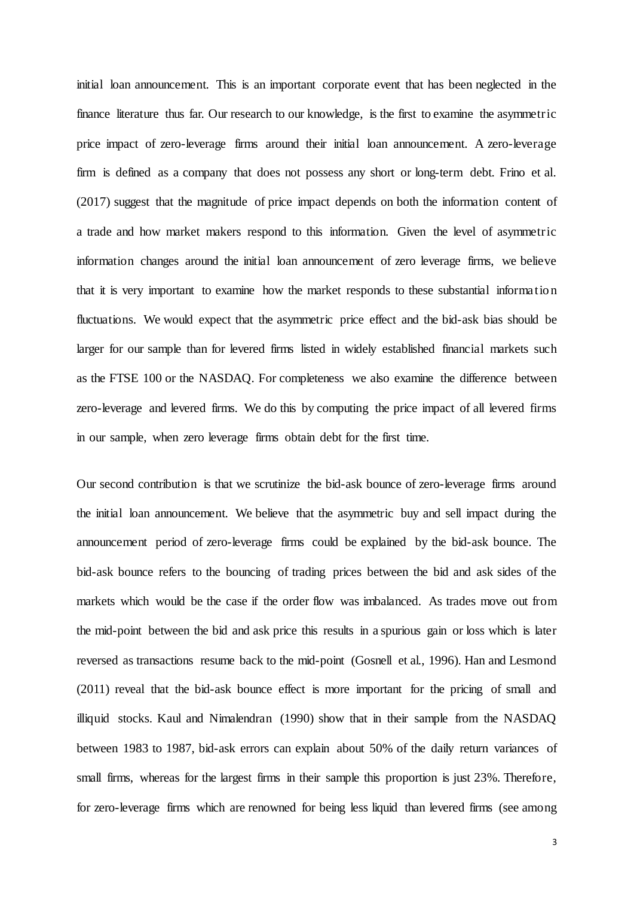initial loan announcement. This is an important corporate event that has been neglected in the finance literature thus far. Our research to our knowledge, is the first to examine the asymmetric price impact of zero-leverage firms around their initial loan announcement. A zero-leverage firm is defined as a company that does not possess any short or long-term debt. Frino et al. (2017) suggest that the magnitude of price impact depends on both the information content of a trade and how market makers respond to this information. Given the level of asymmetric information changes around the initial loan announcement of zero leverage firms, we believe that it is very important to examine how the market responds to these substantial information fluctuations. We would expect that the asymmetric price effect and the bid-ask bias should be larger for our sample than for levered firms listed in widely established financial markets such as the FTSE 100 or the NASDAQ. For completeness we also examine the difference between zero-leverage and levered firms. We do this by computing the price impact of all levered firms in our sample, when zero leverage firms obtain debt for the first time.

Our second contribution is that we scrutinize the bid-ask bounce of zero-leverage firms around the initial loan announcement. We believe that the asymmetric buy and sell impact during the announcement period of zero-leverage firms could be explained by the bid-ask bounce. The bid-ask bounce refers to the bouncing of trading prices between the bid and ask sides of the markets which would be the case if the order flow was imbalanced. As trades move out from the mid-point between the bid and ask price this results in a spurious gain or loss which is later reversed as transactions resume back to the mid-point (Gosnell et al., 1996). Han and Lesmond (2011) reveal that the bid-ask bounce effect is more important for the pricing of small and illiquid stocks. Kaul and Nimalendran (1990) show that in their sample from the NASDAQ between 1983 to 1987, bid-ask errors can explain about 50% of the daily return variances of small firms, whereas for the largest firms in their sample this proportion is just 23%. Therefore, for zero-leverage firms which are renowned for being less liquid than levered firms (see among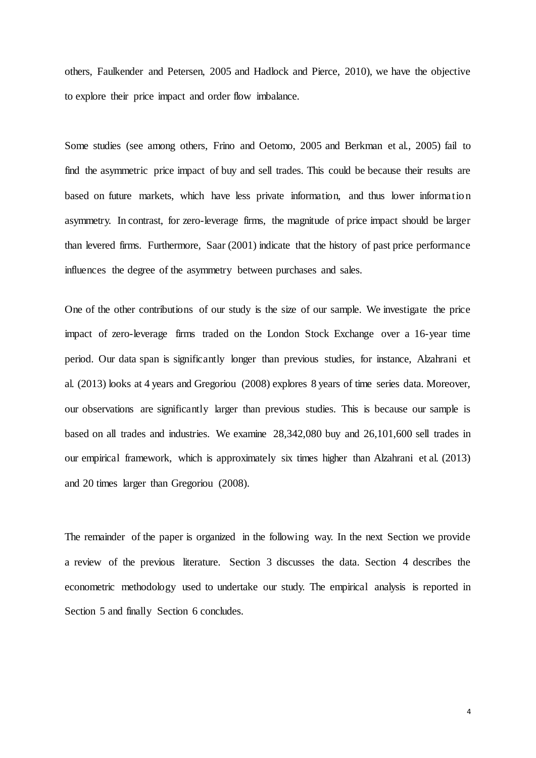others, Faulkender and Petersen, 2005 and Hadlock and Pierce, 2010), we have the objective to explore their price impact and order flow imbalance.

Some studies (see among others, Frino and Oetomo, 2005 and Berkman et al., 2005) fail to find the asymmetric price impact of buy and sell trades. This could be because their results are based on future markets, which have less private information, and thus lower information asymmetry. In contrast, for zero-leverage firms, the magnitude of price impact should be larger than levered firms. Furthermore, Saar (2001) indicate that the history of past price performance influences the degree of the asymmetry between purchases and sales.

One of the other contributions of our study is the size of our sample. We investigate the price impact of zero-leverage firms traded on the London Stock Exchange over a 16-year time period. Our data span is significantly longer than previous studies, for instance, Alzahrani et al. (2013) looks at 4 years and Gregoriou (2008) explores 8 years of time series data. Moreover, our observations are significantly larger than previous studies. This is because our sample is based on all trades and industries. We examine 28,342,080 buy and 26,101,600 sell trades in our empirical framework, which is approximately six times higher than Alzahrani et al. (2013) and 20 times larger than Gregoriou (2008).

The remainder of the paper is organized in the following way. In the next Section we provide a review of the previous literature. Section 3 discusses the data. Section 4 describes the econometric methodology used to undertake our study. The empirical analysis is reported in Section 5 and finally Section 6 concludes.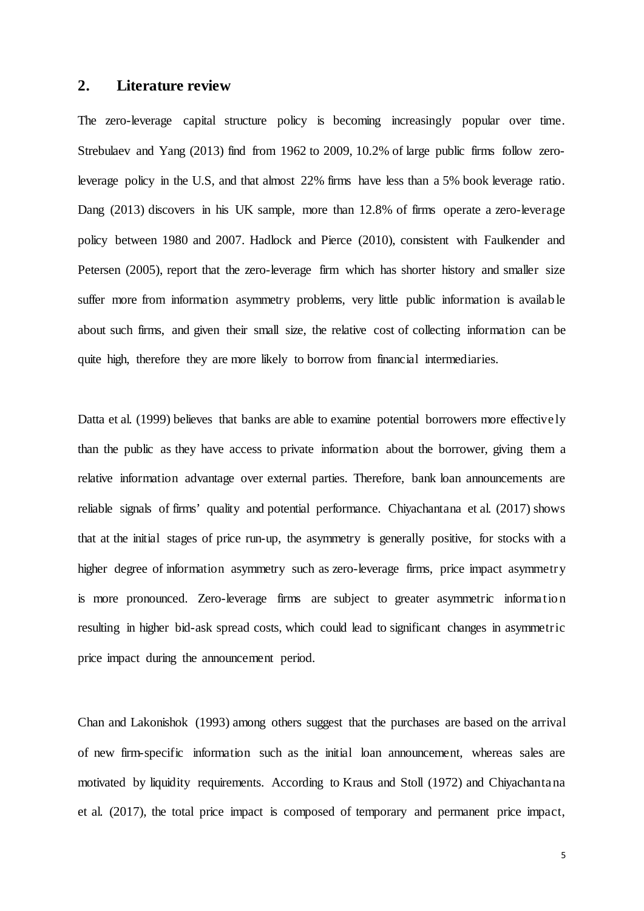## 2. Literature review

The zero-leverage capital structure policy is becoming increasingly popular over time. Strebulaev and Yang (2013) find from 1962 to 2009, 10.2% of large public firms follow zero-leverage policy in the U.S, and that almost 22% firms have less than a 5% book leverage ratio. Dang (2013) discovers in his UK sample, more than 12.8% of firms operate a zero-leverage policy between 1980 and 2007. Hadlock and Pierce (2010), consistent with Faulkender and Petersen (2005), report that the zero-leverage firm which has shorter history and smaller size suffer more from information asymmetry problems, very little public information is available about such firms, and given their small size, the relative cost of collecting information can be quite high, therefore they are more likely to borrow from financial intermediaries.

Datta et al. (1999) believes that banks are able to examine potential borrowers more effectively than the public as they have access to private information about the borrower, giving them a relative information advantage over external parties. Therefore, bank loan announcements are reliable signals of firms' quality and potential performance. Chiyachantana et al. (2017) shows that at the initial stages of price run-up, the asymmetry is generally positive, for stocks with a higher degree of information asymmetry such as zero-leverage firms, price impact asymmetry is more pronounced. Zero-leverage firms are subject to greater asymmetric information resulting in higher bid-ask spread costs, which could lead to significant changes in asymmetric price impact during the announcement period.

Chan and Lakonishok (1993) among others suggest that the purchases are based on the arrival of new firm-specific information such as the initial loan announcement, whereas sales are motivated by liquidity requirements. According to Kraus and Stoll (1972) and Chiyachantana et al. (2017), the total price impact is composed of temporary and permanent price impact,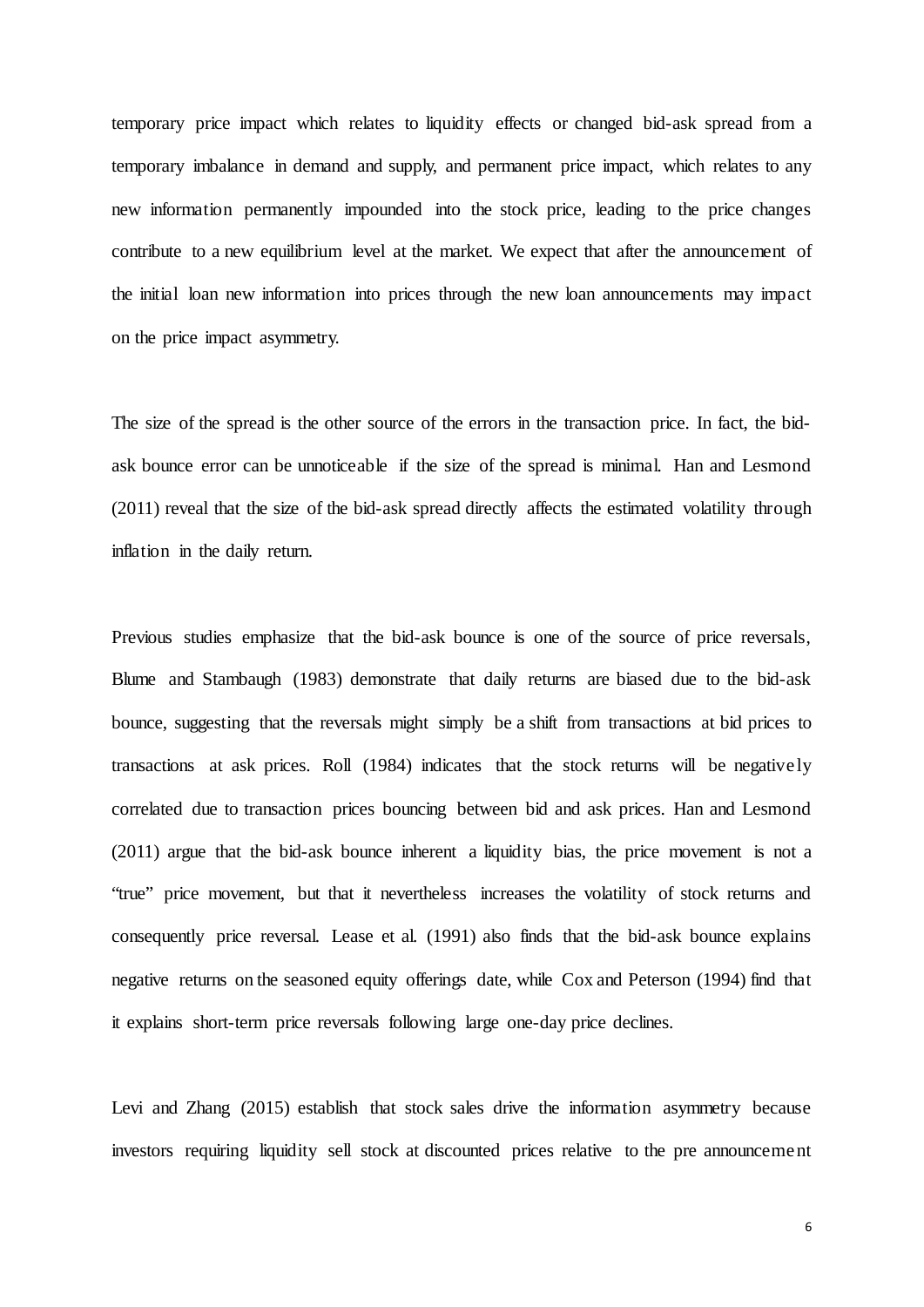temporary price impact which relates to liquidity effects or changed bid-ask spread from a temporary imbalance in demand and supply, and permanent price impact, which relates to any new information permanently impounded into the stock price, leading to the price changes contribute to a new equilibrium level at the market. We expect that after the announcement of the initial loan new information into prices through the new loan announcements may impact on the price impact asymmetry.

The size of the spread is the other source of the errors in the transaction price. In fact, the bid-ask bounce error can be unnoticeable if the size of the spread is minimal. Han and Lesmond (2011) reveal that the size of the bid-ask spread directly affects the estimated volatility through inflation in the daily return.

Previous studies emphasize that the bid-ask bounce is one of the source of price reversals, Blume and Stambaugh (1983) demonstrate that daily returns are biased due to the bid-ask bounce, suggesting that the reversals might simply be a shift from transactions at bid prices to transactions at ask prices. Roll (1984) indicates that the stock returns will be negatively correlated due to transaction prices bouncing between bid and ask prices. Han and Lesmond (2011) argue that the bid-ask bounce inherent a liquidity bias, the price movement is not a "true" price movement, but that it nevertheless increases the volatility of stock returns and consequently price reversal. Lease et al. (1991) also finds that the bid-ask bounce explains negative returns on the seasoned equity offerings date, while Cox and Peterson (1994) find that it explains short-term price reversals following large one-day price declines.

Levi and Zhang (2015) establish that stock sales drive the information asymmetry because investors requiring liquidity sell stock at discounted prices relative to the pre announcement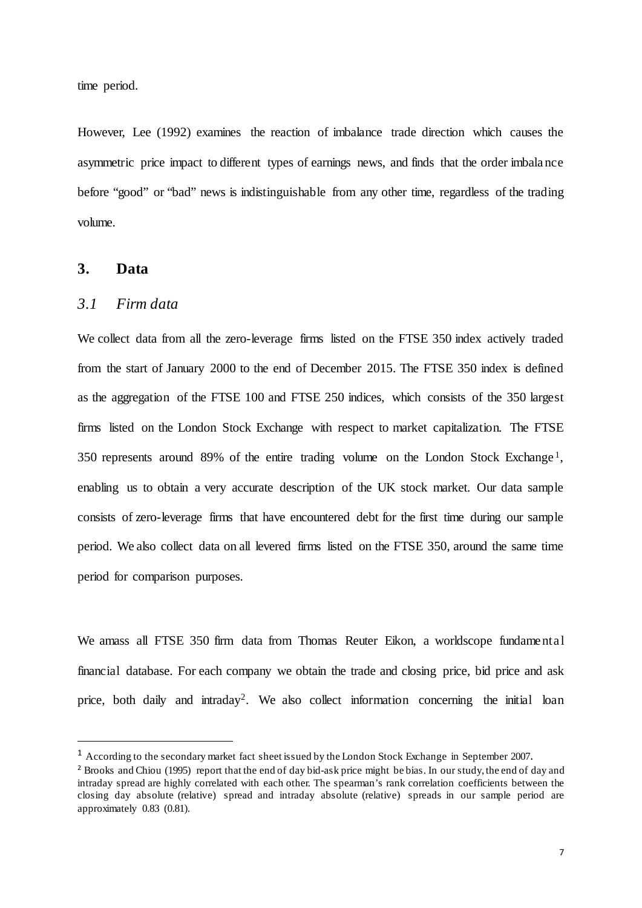time period.

However, Lee (1992) examines the reaction of imbalance trade direction which causes the asymmetric price impact to different types of earnings news, and finds that the order imbalance before "good" or "bad" news is indistinguishable from any other time, regardless of the trading volume.

## 3. Data

### *3.1 Firm data*

We collect data from all the zero-leverage firms listed on the FTSE 350 index actively traded from the start of January 2000 to the end of December 2015. The FTSE 350 index is defined as the aggregation of the FTSE 100 and FTSE 250 indices, which consists of the 350 largest firms listed on the London Stock Exchange with respect to market capitalization. The FTSE 350 represents around 89% of the entire trading volume on the London Stock Exchange[1], enabling us to obtain a very accurate description of the UK stock market. Our data sample consists of zero-leverage firms that have encountered debt for the first time during our sample period. We also collect data on all levered firms listed on the FTSE 350, around the same time period for comparison purposes.

We amass all FTSE 350 firm data from Thomas Reuter Eikon, a worldscope fundamental financial database. For each company we obtain the trade and closing price, bid price and ask price, both daily and intraday[2]. We also collect information concerning the initial loan

---

[1] According to the secondary market fact sheet issued by the London Stock Exchange in September 2007.

[2] Brooks and Chiou (1995) report that the end of day bid-ask price might be bias. In our study, the end of day and intraday spread are highly correlated with each other. The spearman's rank correlation coefficients between the closing day absolute (relative) spread and intraday absolute (relative) spreads in our sample period are approximately 0.83 (0.81).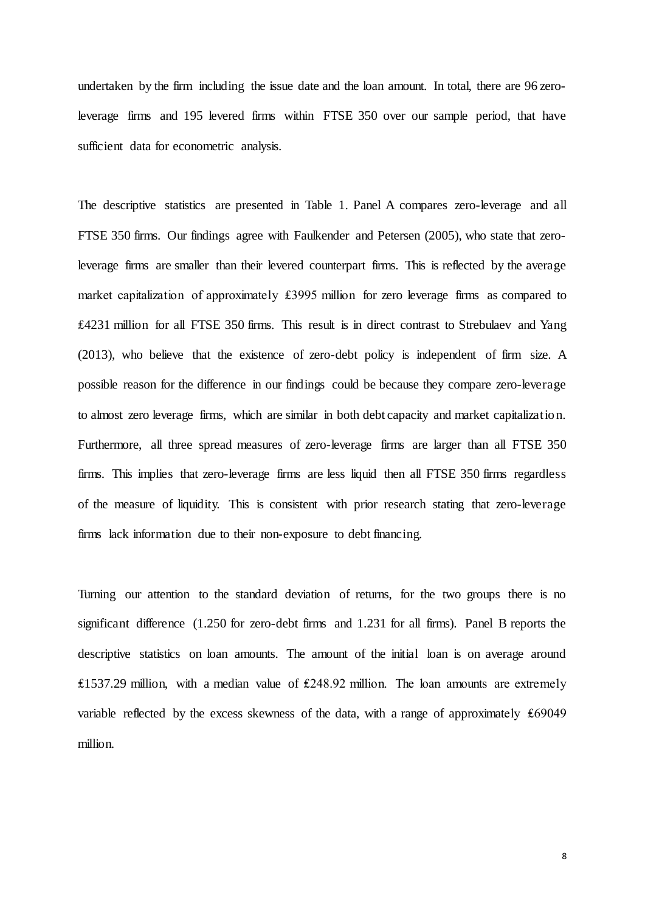undertaken by the firm including the issue date and the loan amount. In total, there are 96 zero-leverage firms and 195 levered firms within FTSE 350 over our sample period, that have sufficient data for econometric analysis.

The descriptive statistics are presented in Table 1. Panel A compares zero-leverage and all FTSE 350 firms. Our findings agree with Faulkender and Petersen (2005), who state that zero-leverage firms are smaller than their levered counterpart firms. This is reflected by the average market capitalization of approximately £3995 million for zero leverage firms as compared to £4231 million for all FTSE 350 firms. This result is in direct contrast to Strebulaev and Yang (2013), who believe that the existence of zero-debt policy is independent of firm size. A possible reason for the difference in our findings could be because they compare zero-leverage to almost zero leverage firms, which are similar in both debt capacity and market capitalization. Furthermore, all three spread measures of zero-leverage firms are larger than all FTSE 350 firms. This implies that zero-leverage firms are less liquid then all FTSE 350 firms regardless of the measure of liquidity. This is consistent with prior research stating that zero-leverage firms lack information due to their non-exposure to debt financing.

Turning our attention to the standard deviation of returns, for the two groups there is no significant difference (1.250 for zero-debt firms and 1.231 for all firms). Panel B reports the descriptive statistics on loan amounts. The amount of the initial loan is on average around £1537.29 million, with a median value of £248.92 million. The loan amounts are extremely variable reflected by the excess skewness of the data, with a range of approximately £69049 million.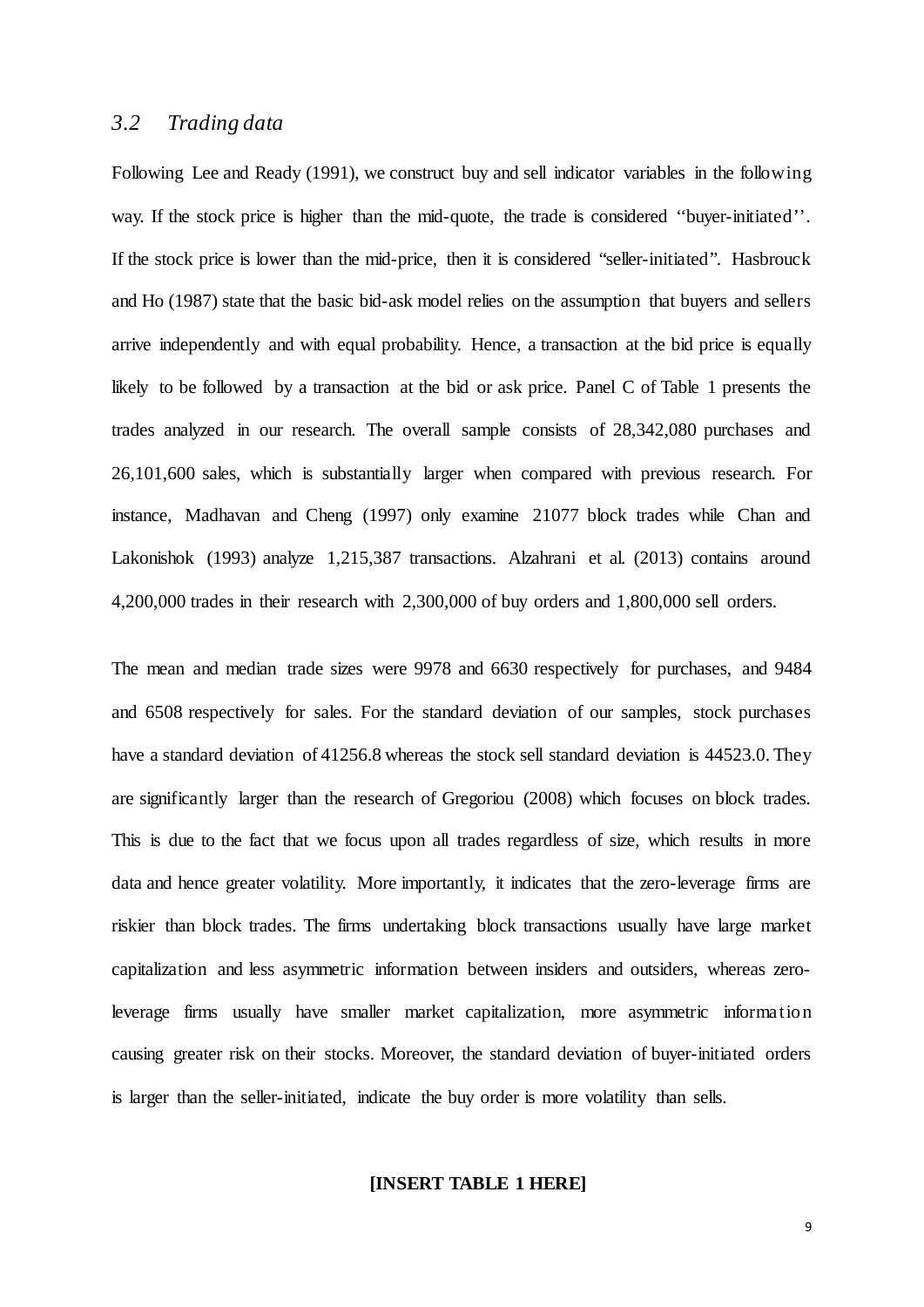### *3.2 Trading data*

Following Lee and Ready (1991), we construct buy and sell indicator variables in the following way. If the stock price is higher than the mid-quote, the trade is considered ''buyer-initiated''. If the stock price is lower than the mid-price, then it is considered "seller-initiated". Hasbrouck and Ho (1987) state that the basic bid-ask model relies on the assumption that buyers and sellers arrive independently and with equal probability. Hence, a transaction at the bid price is equally likely to be followed by a transaction at the bid or ask price. Panel C of Table 1 presents the trades analyzed in our research. The overall sample consists of 28,342,080 purchases and 26,101,600 sales, which is substantially larger when compared with previous research. For instance, Madhavan and Cheng (1997) only examine 21077 block trades while Chan and Lakonishok (1993) analyze 1,215,387 transactions. Alzahrani et al. (2013) contains around 4,200,000 trades in their research with 2,300,000 of buy orders and 1,800,000 sell orders.

The mean and median trade sizes were 9978 and 6630 respectively for purchases, and 9484 and 6508 respectively for sales. For the standard deviation of our samples, stock purchases have a standard deviation of 41256.8 whereas the stock sell standard deviation is 44523.0. They are significantly larger than the research of Gregoriou (2008) which focuses on block trades. This is due to the fact that we focus upon all trades regardless of size, which results in more data and hence greater volatility. More importantly, it indicates that the zero-leverage firms are riskier than block trades. The firms undertaking block transactions usually have large market capitalization and less asymmetric information between insiders and outsiders, whereas zero-leverage firms usually have smaller market capitalization, more asymmetric information causing greater risk on their stocks. Moreover, the standard deviation of buyer-initiated orders is larger than the seller-initiated, indicate the buy order is more volatility than sells.

**[INSERT TABLE 1 HERE]**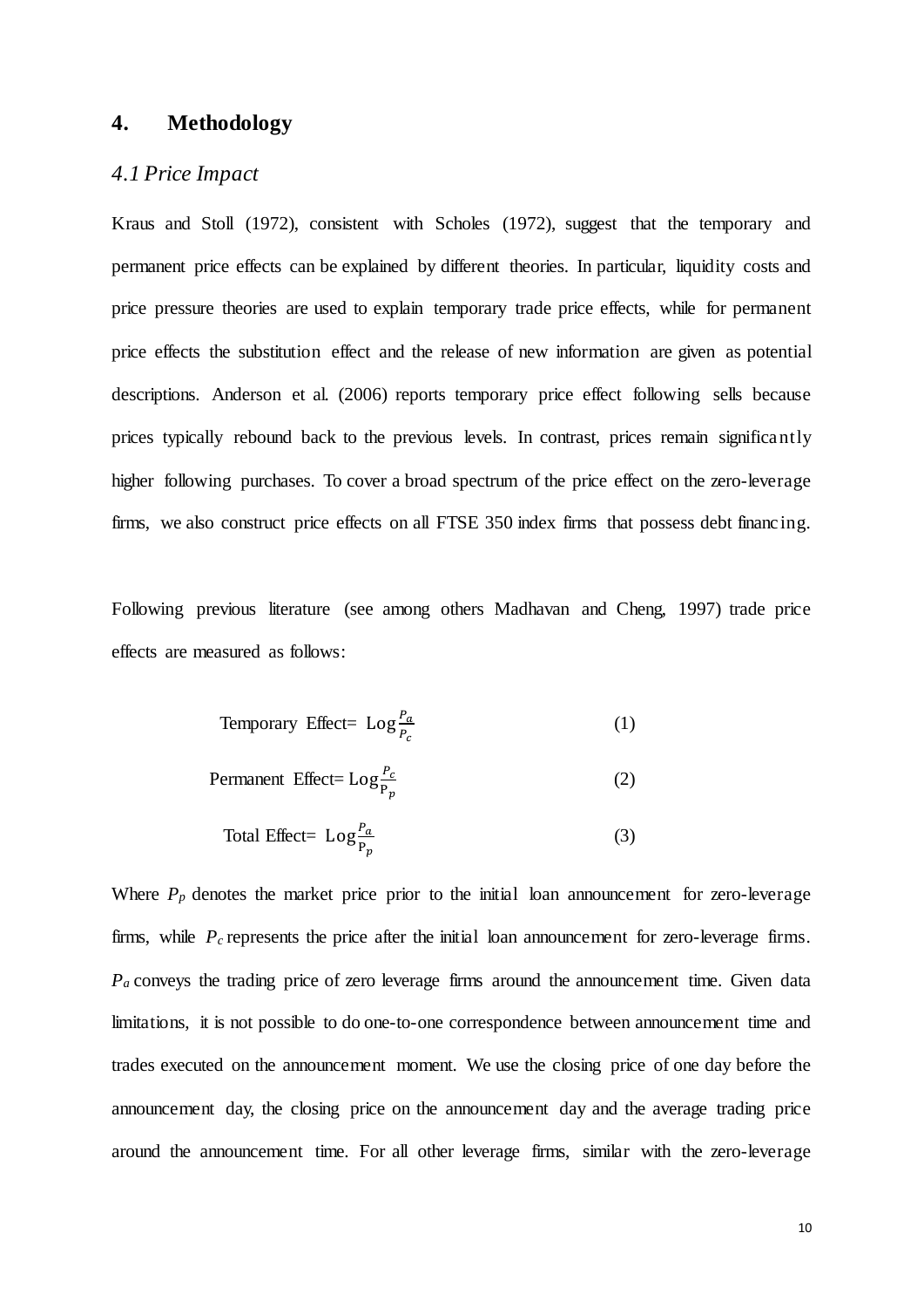## 4. Methodology

### *4.1 Price Impact*

Kraus and Stoll (1972), consistent with Scholes (1972), suggest that the temporary and permanent price effects can be explained by different theories. In particular, liquidity costs and price pressure theories are used to explain temporary trade price effects, while for permanent price effects the substitution effect and the release of new information are given as potential descriptions. Anderson et al. (2006) reports temporary price effect following sells because prices typically rebound back to the previous levels. In contrast, prices remain significantly higher following purchases. To cover a broad spectrum of the price effect on the zero-leverage firms, we also construct price effects on all FTSE 350 index firms that possess debt financing.

Following previous literature (see among others Madhavan and Cheng, 1997) trade price effects are measured as follows:

$$\text{Temporary Effect} = \text{Log}\frac{P_a}{P_c} \tag{1}$$

$$\text{Permanent Effect} = \text{Log}\frac{P_c}{P_p} \tag{2}$$

$$\text{Total Effect} = \text{Log}\frac{P_a}{P_p} \tag{3}$$

Where $P_p$ denotes the market price prior to the initial loan announcement for zero-leverage firms, while $P_c$ represents the price after the initial loan announcement for zero-leverage firms. $P_a$ conveys the trading price of zero leverage firms around the announcement time. Given data limitations, it is not possible to do one-to-one correspondence between announcement time and trades executed on the announcement moment. We use the closing price of one day before the announcement day, the closing price on the announcement day and the average trading price around the announcement time. For all other leverage firms, similar with the zero-leverage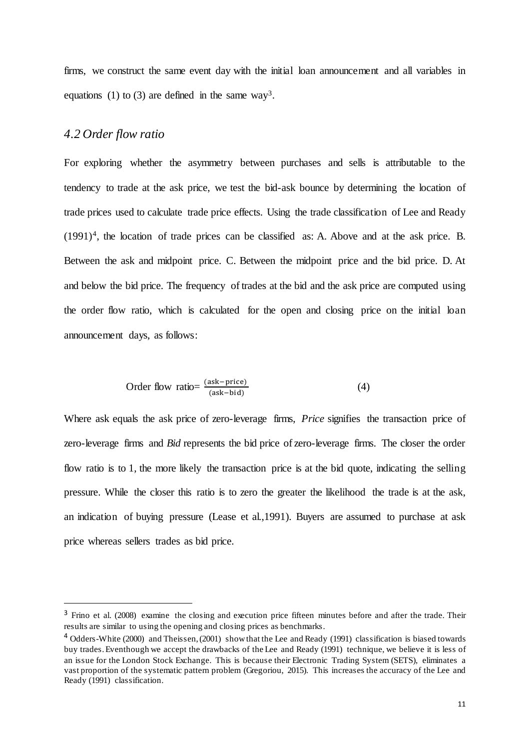firms, we construct the same event day with the initial loan announcement and all variables in equations (1) to (3) are defined in the same way[3].

### *4.2 Order flow ratio*

For exploring whether the asymmetry between purchases and sells is attributable to the tendency to trade at the ask price, we test the bid-ask bounce by determining the location of trade prices used to calculate trade price effects. Using the trade classification of Lee and Ready (1991)[4], the location of trade prices can be classified as: A. Above and at the ask price. B. Between the ask and midpoint price. C. Between the midpoint price and the bid price. D. At and below the bid price. The frequency of trades at the bid and the ask price are computed using the order flow ratio, which is calculated for the open and closing price on the initial loan announcement days, as follows:

$$\text{Order flow ratio} = \frac{(\text{ask} - \text{price})}{(\text{ask} - \text{bid})} \tag{4}$$

Where ask equals the ask price of zero-leverage firms, *Price* signifies the transaction price of zero-leverage firms and *Bid* represents the bid price of zero-leverage firms. The closer the order flow ratio is to 1, the more likely the transaction price is at the bid quote, indicating the selling pressure. While the closer this ratio is to zero the greater the likelihood the trade is at the ask, an indication of buying pressure (Lease et al.,1991). Buyers are assumed to purchase at ask price whereas sellers trades as bid price.

---

[3] Frino et al. (2008) examine the closing and execution price fifteen minutes before and after the trade. Their results are similar to using the opening and closing prices as benchmarks.

[4] Odders-White (2000) and Theissen, (2001) show that the Lee and Ready (1991) classification is biased towards buy trades. Eventhough we accept the drawbacks of the Lee and Ready (1991) technique, we believe it is less of an issue for the London Stock Exchange. This is because their Electronic Trading System (SETS), eliminates a vast proportion of the systematic pattern problem (Gregoriou, 2015). This increases the accuracy of the Lee and Ready (1991) classification.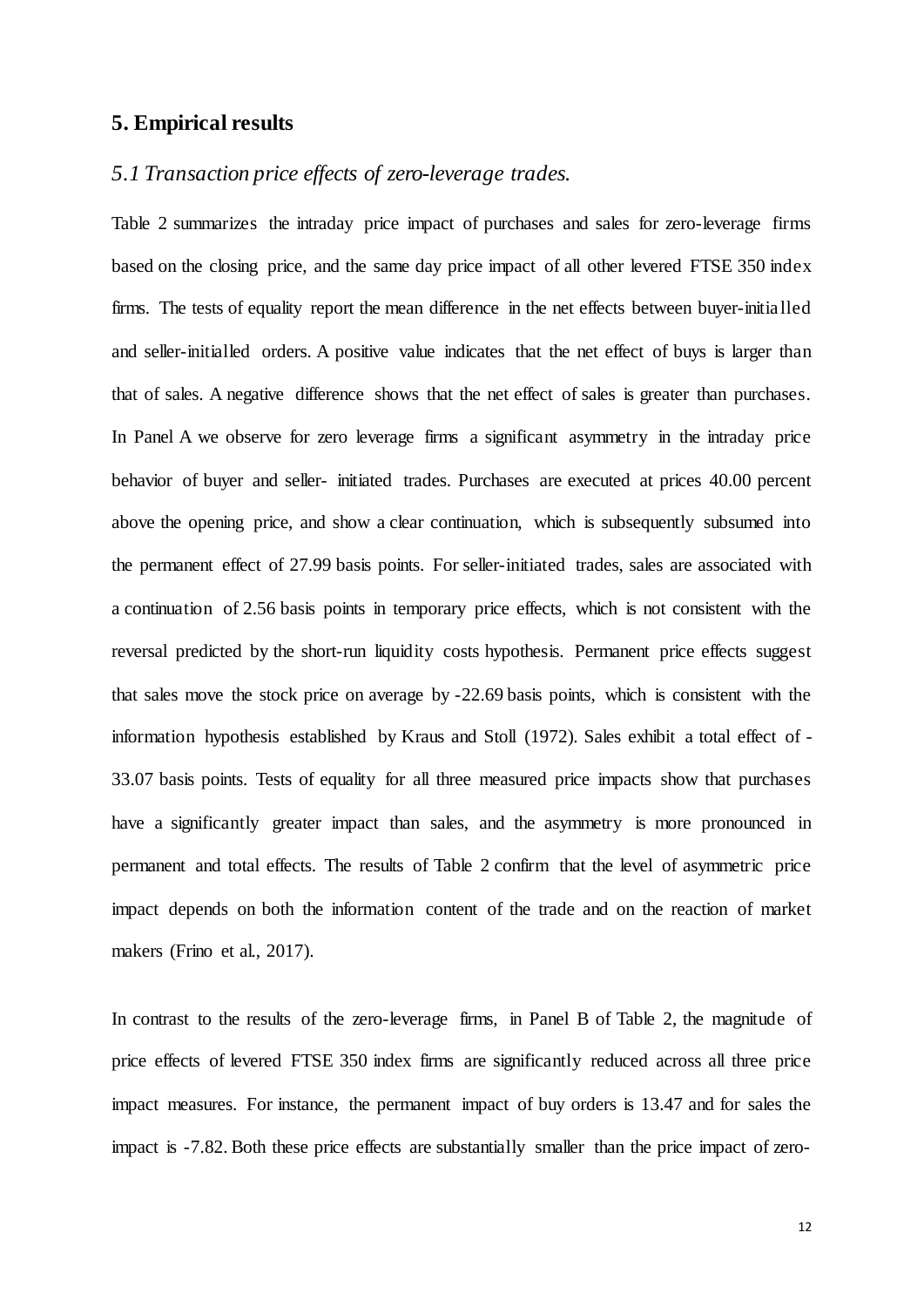## 5. Empirical results

### *5.1 Transaction price effects of zero-leverage trades.*

Table 2 summarizes the intraday price impact of purchases and sales for zero-leverage firms based on the closing price, and the same day price impact of all other levered FTSE 350 index firms. The tests of equality report the mean difference in the net effects between buyer-initialled and seller-initialled orders. A positive value indicates that the net effect of buys is larger than that of sales. A negative difference shows that the net effect of sales is greater than purchases. In Panel A we observe for zero leverage firms a significant asymmetry in the intraday price behavior of buyer and seller- initiated trades. Purchases are executed at prices 40.00 percent above the opening price, and show a clear continuation, which is subsequently subsumed into the permanent effect of 27.99 basis points. For seller-initiated trades, sales are associated with a continuation of 2.56 basis points in temporary price effects, which is not consistent with the reversal predicted by the short-run liquidity costs hypothesis. Permanent price effects suggest that sales move the stock price on average by -22.69 basis points, which is consistent with the information hypothesis established by Kraus and Stoll (1972). Sales exhibit a total effect of -33.07 basis points. Tests of equality for all three measured price impacts show that purchases have a significantly greater impact than sales, and the asymmetry is more pronounced in permanent and total effects. The results of Table 2 confirm that the level of asymmetric price impact depends on both the information content of the trade and on the reaction of market makers (Frino et al., 2017).

In contrast to the results of the zero-leverage firms, in Panel B of Table 2, the magnitude of price effects of levered FTSE 350 index firms are significantly reduced across all three price impact measures. For instance, the permanent impact of buy orders is 13.47 and for sales the impact is -7.82. Both these price effects are substantially smaller than the price impact of zero-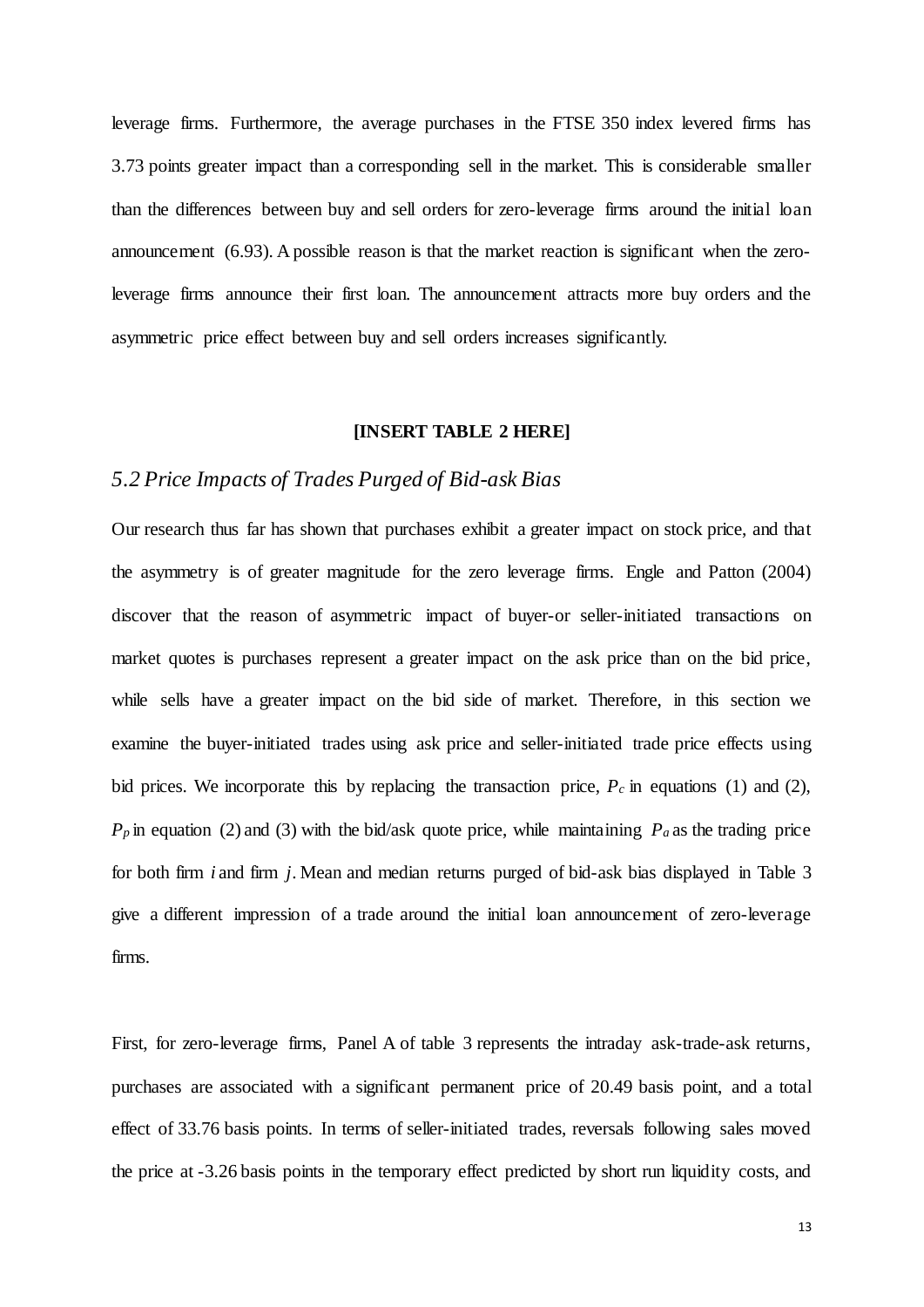leverage firms. Furthermore, the average purchases in the FTSE 350 index levered firms has 3.73 points greater impact than a corresponding sell in the market. This is considerable smaller than the differences between buy and sell orders for zero-leverage firms around the initial loan announcement (6.93). A possible reason is that the market reaction is significant when the zero-leverage firms announce their first loan. The announcement attracts more buy orders and the asymmetric price effect between buy and sell orders increases significantly.

**[INSERT TABLE 2 HERE]**

## *5.2 Price Impacts of Trades Purged of Bid-ask Bias*

Our research thus far has shown that purchases exhibit a greater impact on stock price, and that the asymmetry is of greater magnitude for the zero leverage firms. Engle and Patton (2004) discover that the reason of asymmetric impact of buyer-or seller-initiated transactions on market quotes is purchases represent a greater impact on the ask price than on the bid price, while sells have a greater impact on the bid side of market. Therefore, in this section we examine the buyer-initiated trades using ask price and seller-initiated trade price effects using bid prices. We incorporate this by replacing the transaction price, $P_c$ in equations (1) and (2), $P_p$ in equation (2) and (3) with the bid/ask quote price, while maintaining $P_a$ as the trading price for both firm $i$ and firm $j$. Mean and median returns purged of bid-ask bias displayed in Table 3 give a different impression of a trade around the initial loan announcement of zero-leverage firms.

First, for zero-leverage firms, Panel A of table 3 represents the intraday ask-trade-ask returns, purchases are associated with a significant permanent price of 20.49 basis point, and a total effect of 33.76 basis points. In terms of seller-initiated trades, reversals following sales moved the price at -3.26 basis points in the temporary effect predicted by short run liquidity costs, and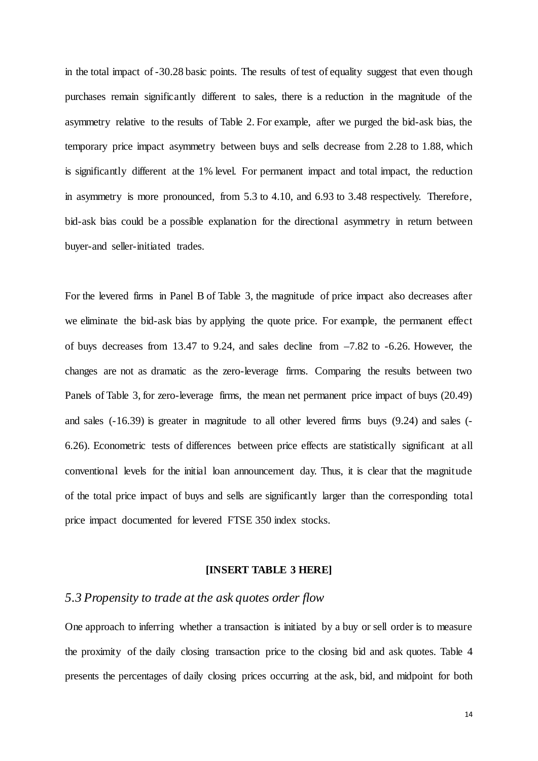in the total impact of -30.28 basic points. The results of test of equality suggest that even though purchases remain significantly different to sales, there is a reduction in the magnitude of the asymmetry relative to the results of Table 2. For example, after we purged the bid-ask bias, the temporary price impact asymmetry between buys and sells decrease from 2.28 to 1.88, which is significantly different at the 1% level. For permanent impact and total impact, the reduction in asymmetry is more pronounced, from 5.3 to 4.10, and 6.93 to 3.48 respectively. Therefore, bid-ask bias could be a possible explanation for the directional asymmetry in return between buyer-and seller-initiated trades.

For the levered firms in Panel B of Table 3, the magnitude of price impact also decreases after we eliminate the bid-ask bias by applying the quote price. For example, the permanent effect of buys decreases from 13.47 to 9.24, and sales decline from –7.82 to -6.26. However, the changes are not as dramatic as the zero-leverage firms. Comparing the results between two Panels of Table 3, for zero-leverage firms, the mean net permanent price impact of buys (20.49) and sales (-16.39) is greater in magnitude to all other levered firms buys (9.24) and sales (-6.26). Econometric tests of differences between price effects are statistically significant at all conventional levels for the initial loan announcement day. Thus, it is clear that the magnitude of the total price impact of buys and sells are significantly larger than the corresponding total price impact documented for levered FTSE 350 index stocks.

**[INSERT TABLE 3 HERE]**

## *5.3 Propensity to trade at the ask quotes order flow*

One approach to inferring whether a transaction is initiated by a buy or sell order is to measure the proximity of the daily closing transaction price to the closing bid and ask quotes. Table 4 presents the percentages of daily closing prices occurring at the ask, bid, and midpoint for both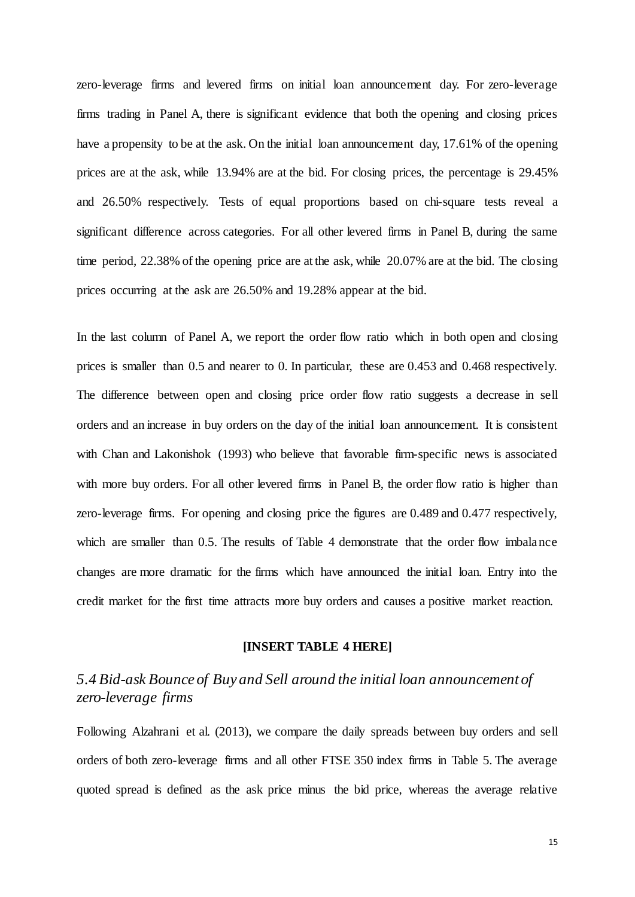zero-leverage firms and levered firms on initial loan announcement day. For zero-leverage firms trading in Panel A, there is significant evidence that both the opening and closing prices have a propensity to be at the ask. On the initial loan announcement day, 17.61% of the opening prices are at the ask, while 13.94% are at the bid. For closing prices, the percentage is 29.45% and 26.50% respectively. Tests of equal proportions based on chi-square tests reveal a significant difference across categories. For all other levered firms in Panel B, during the same time period, 22.38% of the opening price are at the ask, while 20.07% are at the bid. The closing prices occurring at the ask are 26.50% and 19.28% appear at the bid.

In the last column of Panel A, we report the order flow ratio which in both open and closing prices is smaller than 0.5 and nearer to 0. In particular, these are 0.453 and 0.468 respectively. The difference between open and closing price order flow ratio suggests a decrease in sell orders and an increase in buy orders on the day of the initial loan announcement. It is consistent with Chan and Lakonishok (1993) who believe that favorable firm-specific news is associated with more buy orders. For all other levered firms in Panel B, the order flow ratio is higher than zero-leverage firms. For opening and closing price the figures are 0.489 and 0.477 respectively, which are smaller than 0.5. The results of Table 4 demonstrate that the order flow imbalance changes are more dramatic for the firms which have announced the initial loan. Entry into the credit market for the first time attracts more buy orders and causes a positive market reaction.

**[INSERT TABLE 4 HERE]**

### *5.4 Bid-ask Bounce of Buy and Sell around the initial loan announcement of zero-leverage firms*

Following Alzahrani et al. (2013), we compare the daily spreads between buy orders and sell orders of both zero-leverage firms and all other FTSE 350 index firms in Table 5. The average quoted spread is defined as the ask price minus the bid price, whereas the average relative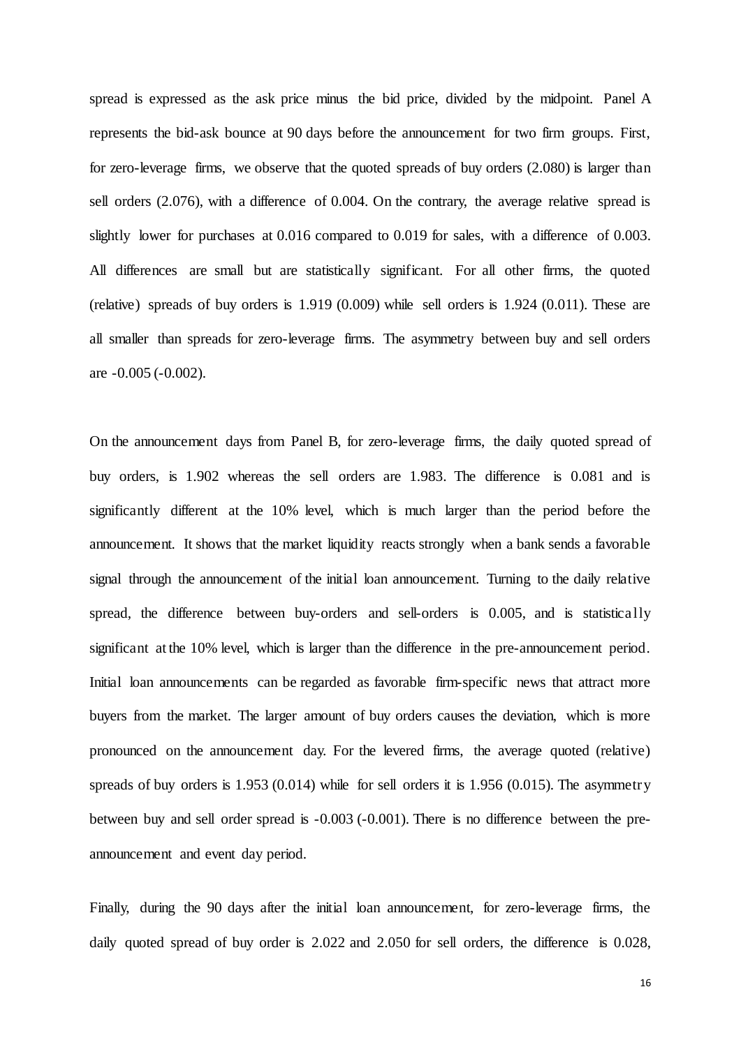spread is expressed as the ask price minus the bid price, divided by the midpoint. Panel A represents the bid-ask bounce at 90 days before the announcement for two firm groups. First, for zero-leverage firms, we observe that the quoted spreads of buy orders (2.080) is larger than sell orders (2.076), with a difference of 0.004. On the contrary, the average relative spread is slightly lower for purchases at 0.016 compared to 0.019 for sales, with a difference of 0.003. All differences are small but are statistically significant. For all other firms, the quoted (relative) spreads of buy orders is 1.919 (0.009) while sell orders is 1.924 (0.011). These are all smaller than spreads for zero-leverage firms. The asymmetry between buy and sell orders are -0.005 (-0.002).

On the announcement days from Panel B, for zero-leverage firms, the daily quoted spread of buy orders, is 1.902 whereas the sell orders are 1.983. The difference is 0.081 and is significantly different at the 10% level, which is much larger than the period before the announcement. It shows that the market liquidity reacts strongly when a bank sends a favorable signal through the announcement of the initial loan announcement. Turning to the daily relative spread, the difference between buy-orders and sell-orders is 0.005, and is statistically significant at the 10% level, which is larger than the difference in the pre-announcement period. Initial loan announcements can be regarded as favorable firm-specific news that attract more buyers from the market. The larger amount of buy orders causes the deviation, which is more pronounced on the announcement day. For the levered firms, the average quoted (relative) spreads of buy orders is 1.953 (0.014) while for sell orders it is 1.956 (0.015). The asymmetry between buy and sell order spread is -0.003 (-0.001). There is no difference between the pre-announcement and event day period.

Finally, during the 90 days after the initial loan announcement, for zero-leverage firms, the daily quoted spread of buy order is 2.022 and 2.050 for sell orders, the difference is 0.028,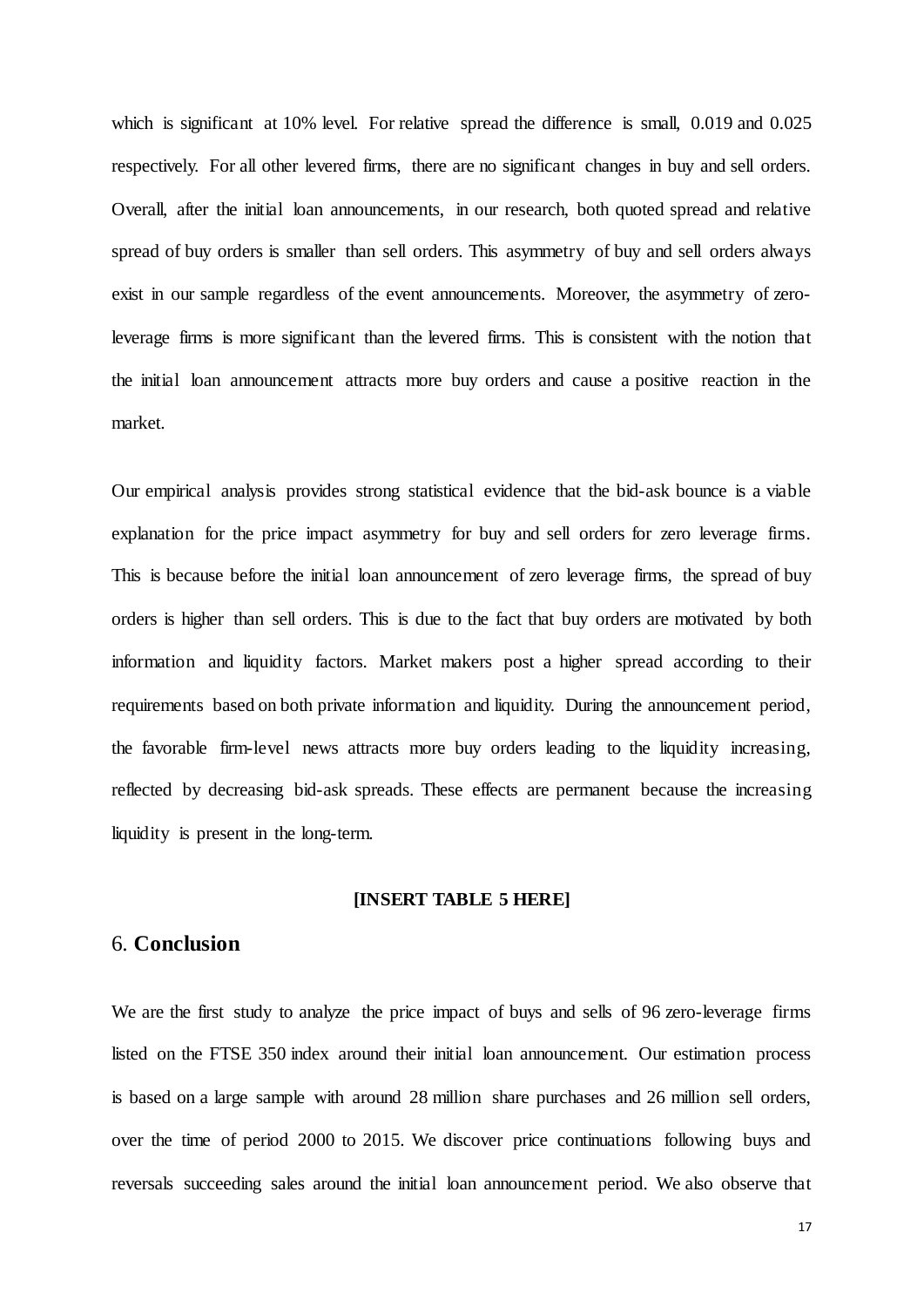which is significant at 10% level. For relative spread the difference is small, 0.019 and 0.025 respectively. For all other levered firms, there are no significant changes in buy and sell orders. Overall, after the initial loan announcements, in our research, both quoted spread and relative spread of buy orders is smaller than sell orders. This asymmetry of buy and sell orders always exist in our sample regardless of the event announcements. Moreover, the asymmetry of zero-leverage firms is more significant than the levered firms. This is consistent with the notion that the initial loan announcement attracts more buy orders and cause a positive reaction in the market.

Our empirical analysis provides strong statistical evidence that the bid-ask bounce is a viable explanation for the price impact asymmetry for buy and sell orders for zero leverage firms. This is because before the initial loan announcement of zero leverage firms, the spread of buy orders is higher than sell orders. This is due to the fact that buy orders are motivated by both information and liquidity factors. Market makers post a higher spread according to their requirements based on both private information and liquidity. During the announcement period, the favorable firm-level news attracts more buy orders leading to the liquidity increasing, reflected by decreasing bid-ask spreads. These effects are permanent because the increasing liquidity is present in the long-term.

**[INSERT TABLE 5 HERE]**

## 6. Conclusion

We are the first study to analyze the price impact of buys and sells of 96 zero-leverage firms listed on the FTSE 350 index around their initial loan announcement. Our estimation process is based on a large sample with around 28 million share purchases and 26 million sell orders, over the time of period 2000 to 2015. We discover price continuations following buys and reversals succeeding sales around the initial loan announcement period. We also observe that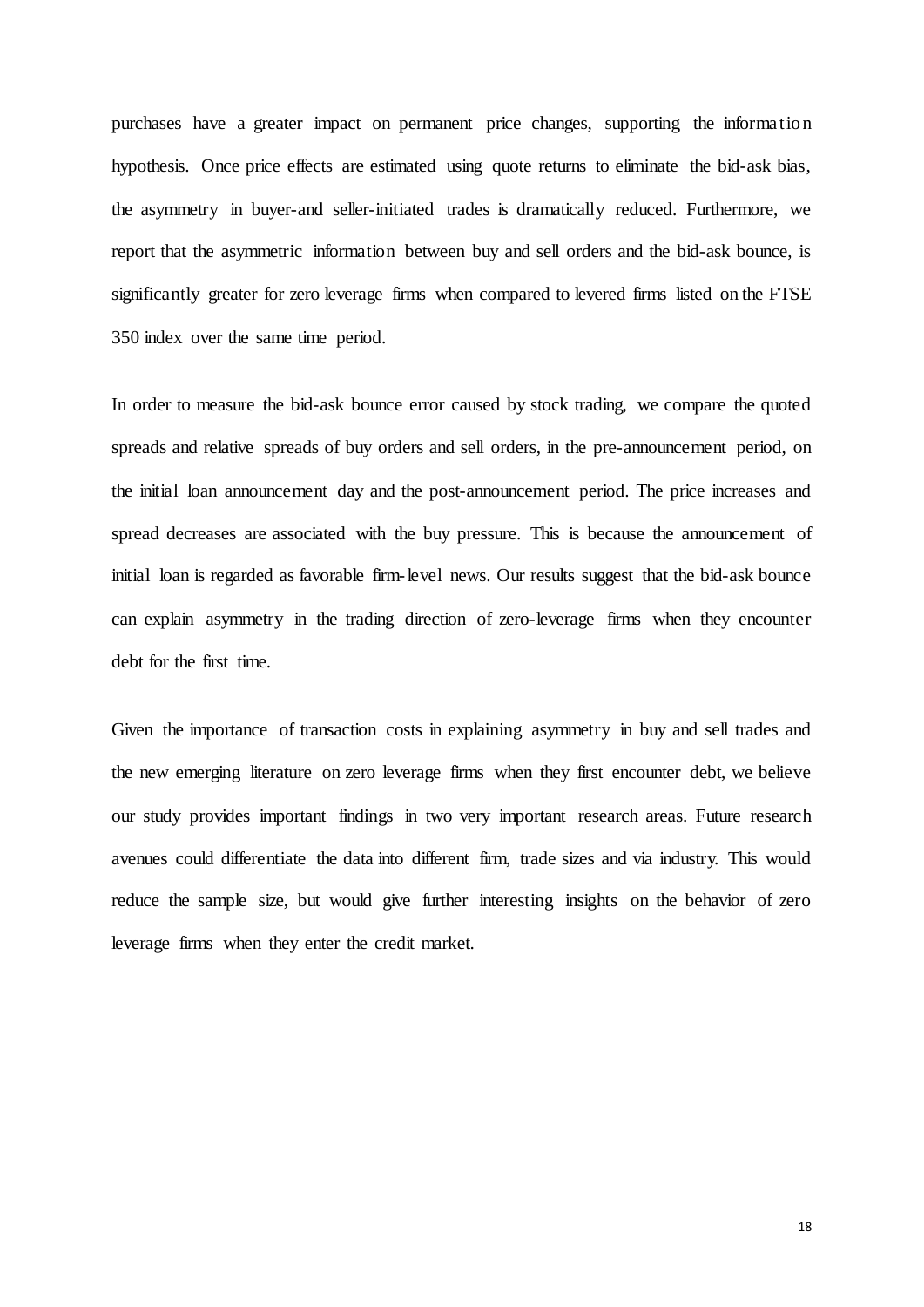purchases have a greater impact on permanent price changes, supporting the information hypothesis. Once price effects are estimated using quote returns to eliminate the bid-ask bias, the asymmetry in buyer-and seller-initiated trades is dramatically reduced. Furthermore, we report that the asymmetric information between buy and sell orders and the bid-ask bounce, is significantly greater for zero leverage firms when compared to levered firms listed on the FTSE 350 index over the same time period.

In order to measure the bid-ask bounce error caused by stock trading, we compare the quoted spreads and relative spreads of buy orders and sell orders, in the pre-announcement period, on the initial loan announcement day and the post-announcement period. The price increases and spread decreases are associated with the buy pressure. This is because the announcement of initial loan is regarded as favorable firm-level news. Our results suggest that the bid-ask bounce can explain asymmetry in the trading direction of zero-leverage firms when they encounter debt for the first time.

Given the importance of transaction costs in explaining asymmetry in buy and sell trades and the new emerging literature on zero leverage firms when they first encounter debt, we believe our study provides important findings in two very important research areas. Future research avenues could differentiate the data into different firm, trade sizes and via industry. This would reduce the sample size, but would give further interesting insights on the behavior of zero leverage firms when they enter the credit market.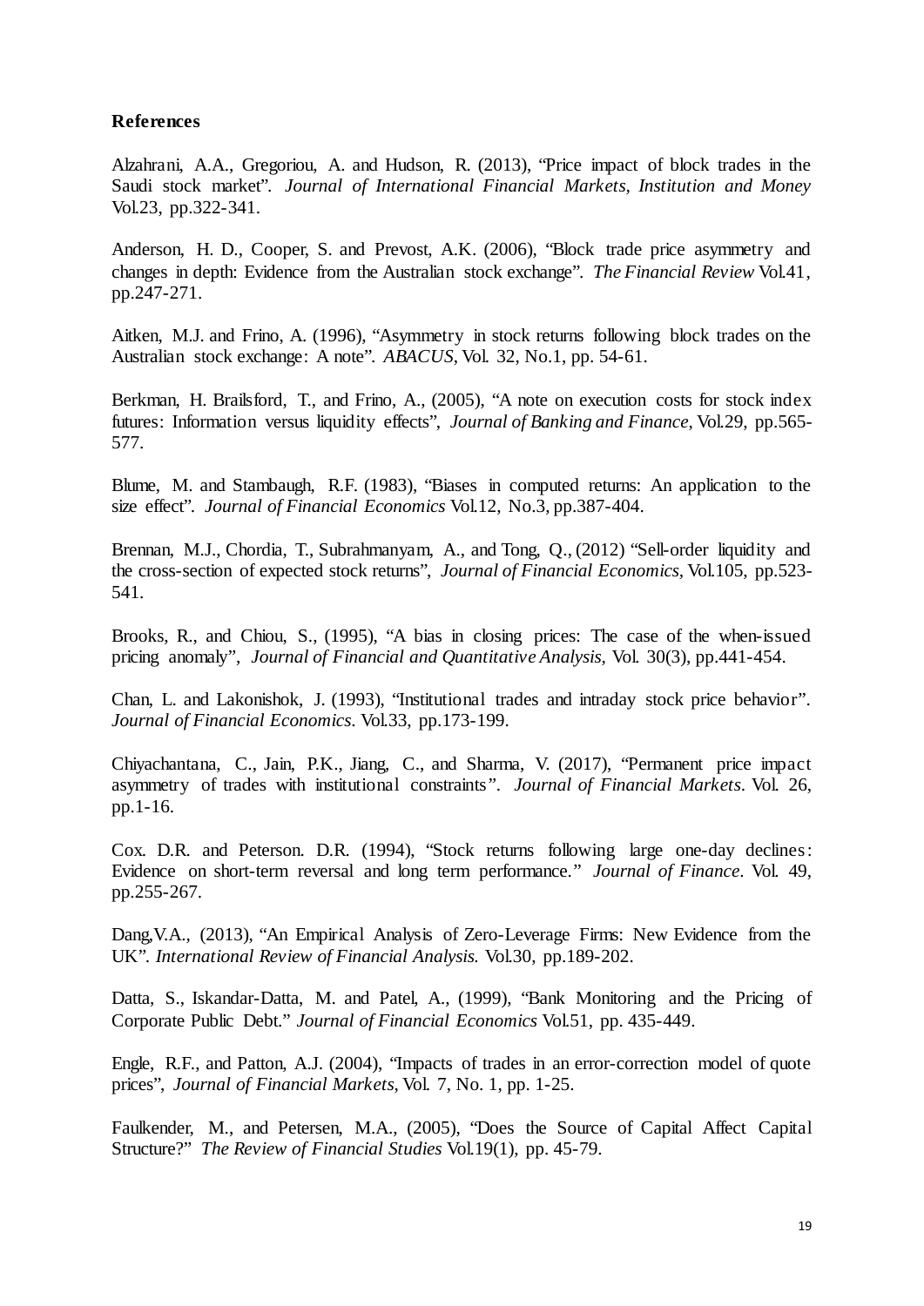**References**

Alzahrani, A.A., Gregoriou, A. and Hudson, R. (2013), "Price impact of block trades in the Saudi stock market". *Journal of International Financial Markets, Institution and Money* Vol.23, pp.322-341.

Anderson, H. D., Cooper, S. and Prevost, A.K. (2006), "Block trade price asymmetry and changes in depth: Evidence from the Australian stock exchange". *The Financial Review* Vol.41, pp.247-271.

Aitken, M.J. and Frino, A. (1996), "Asymmetry in stock returns following block trades on the Australian stock exchange: A note". *ABACUS*, Vol. 32, No.1, pp. 54-61.

Berkman, H. Brailsford, T., and Frino, A., (2005), "A note on execution costs for stock index futures: Information versus liquidity effects", *Journal of Banking and Finance*, Vol.29, pp.565-577.

Blume, M. and Stambaugh, R.F. (1983), "Biases in computed returns: An application to the size effect". *Journal of Financial Economics* Vol.12, No.3, pp.387-404.

Brennan, M.J., Chordia, T., Subrahmanyam, A., and Tong, Q., (2012) "Sell-order liquidity and the cross-section of expected stock returns", *Journal of Financial Economics*, Vol.105, pp.523-541.

Brooks, R., and Chiou, S., (1995), "A bias in closing prices: The case of the when-issued pricing anomaly", *Journal of Financial and Quantitative Analysis*, Vol. 30(3), pp.441-454.

Chan, L. and Lakonishok, J. (1993), "Institutional trades and intraday stock price behavior". *Journal of Financial Economics*. Vol.33, pp.173-199.

Chiyachantana, C., Jain, P.K., Jiang, C., and Sharma, V. (2017), "Permanent price impact asymmetry of trades with institutional constraints". *Journal of Financial Markets*. Vol. 26, pp.1-16.

Cox. D.R. and Peterson. D.R. (1994), "Stock returns following large one-day declines: Evidence on short-term reversal and long term performance." *Journal of Finance*. Vol. 49, pp.255-267.

Dang,V.A., (2013), "An Empirical Analysis of Zero-Leverage Firms: New Evidence from the UK". *International Review of Financial Analysis.* Vol.30, pp.189-202.

Datta, S., Iskandar-Datta, M. and Patel, A., (1999), "Bank Monitoring and the Pricing of Corporate Public Debt." *Journal of Financial Economics* Vol.51, pp. 435-449.

Engle, R.F., and Patton, A.J. (2004), "Impacts of trades in an error-correction model of quote prices", *Journal of Financial Markets*, Vol. 7, No. 1, pp. 1-25.

Faulkender, M., and Petersen, M.A., (2005), "Does the Source of Capital Affect Capital Structure?" *The Review of Financial Studies* Vol.19(1), pp. 45-79.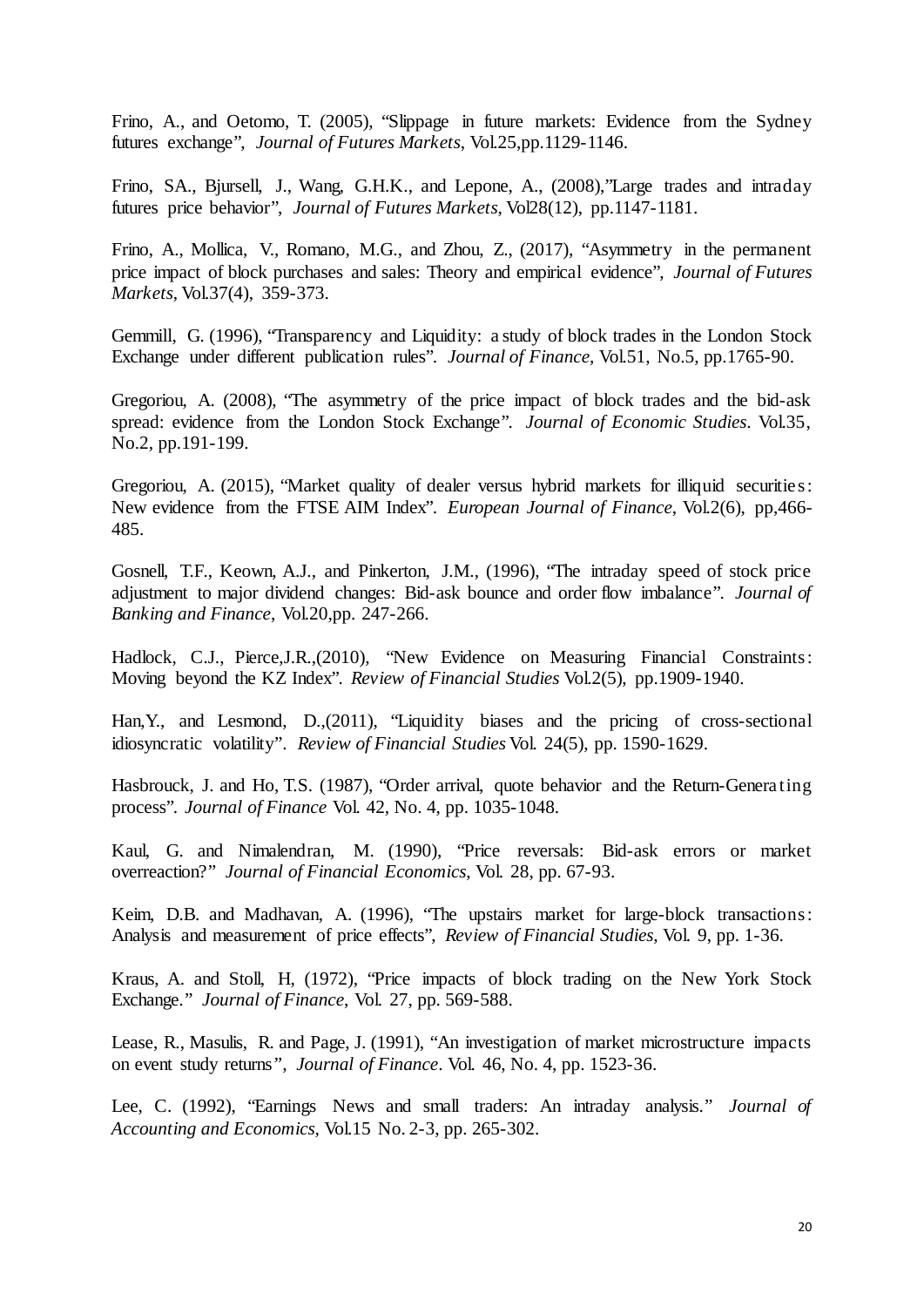Frino, A., and Oetomo, T. (2005), "Slippage in future markets: Evidence from the Sydney futures exchange", *Journal of Futures Markets*, Vol.25,pp.1129-1146.

Frino, SA., Bjursell, J., Wang, G.H.K., and Lepone, A., (2008),"Large trades and intraday futures price behavior", *Journal of Futures Markets*, Vol28(12), pp.1147-1181.

Frino, A., Mollica, V., Romano, M.G., and Zhou, Z., (2017), "Asymmetry in the permanent price impact of block purchases and sales: Theory and empirical evidence", *Journal of Futures Markets*, Vol.37(4), 359-373.

Gemmill, G. (1996), "Transparency and Liquidity: a study of block trades in the London Stock Exchange under different publication rules". *Journal of Finance*, Vol.51, No.5, pp.1765-90.

Gregoriou, A. (2008), "The asymmetry of the price impact of block trades and the bid-ask spread: evidence from the London Stock Exchange". *Journal of Economic Studies*. Vol.35, No.2, pp.191-199.

Gregoriou, A. (2015), "Market quality of dealer versus hybrid markets for illiquid securities: New evidence from the FTSE AIM Index". *European Journal of Finance*, Vol.2(6), pp,466-485.

Gosnell, T.F., Keown, A.J., and Pinkerton, J.M., (1996), "The intraday speed of stock price adjustment to major dividend changes: Bid-ask bounce and order flow imbalance". *Journal of Banking and Finance*, Vol.20,pp. 247-266.

Hadlock, C.J., Pierce,J.R.,(2010), "New Evidence on Measuring Financial Constraints: Moving beyond the KZ Index". *Review of Financial Studies* Vol.2(5), pp.1909-1940.

Han,Y., and Lesmond, D.,(2011), "Liquidity biases and the pricing of cross-sectional idiosyncratic volatility". *Review of Financial Studies* Vol. 24(5), pp. 1590-1629.

Hasbrouck, J. and Ho, T.S. (1987), "Order arrival, quote behavior and the Return-Generating process". *Journal of Finance* Vol. 42, No. 4, pp. 1035-1048.

Kaul, G. and Nimalendran, M. (1990), "Price reversals: Bid-ask errors or market overreaction?" *Journal of Financial Economics*, Vol. 28, pp. 67-93.

Keim, D.B. and Madhavan, A. (1996), "The upstairs market for large-block transactions: Analysis and measurement of price effects", *Review of Financial Studies*, Vol. 9, pp. 1-36.

Kraus, A. and Stoll, H, (1972), "Price impacts of block trading on the New York Stock Exchange." *Journal of Finance*, Vol. 27, pp. 569-588.

Lease, R., Masulis, R. and Page, J. (1991), "An investigation of market microstructure impacts on event study returns", *Journal of Finance*. Vol. 46, No. 4, pp. 1523-36.

Lee, C. (1992), "Earnings News and small traders: An intraday analysis." *Journal of Accounting and Economics*, Vol.15 No. 2-3, pp. 265-302.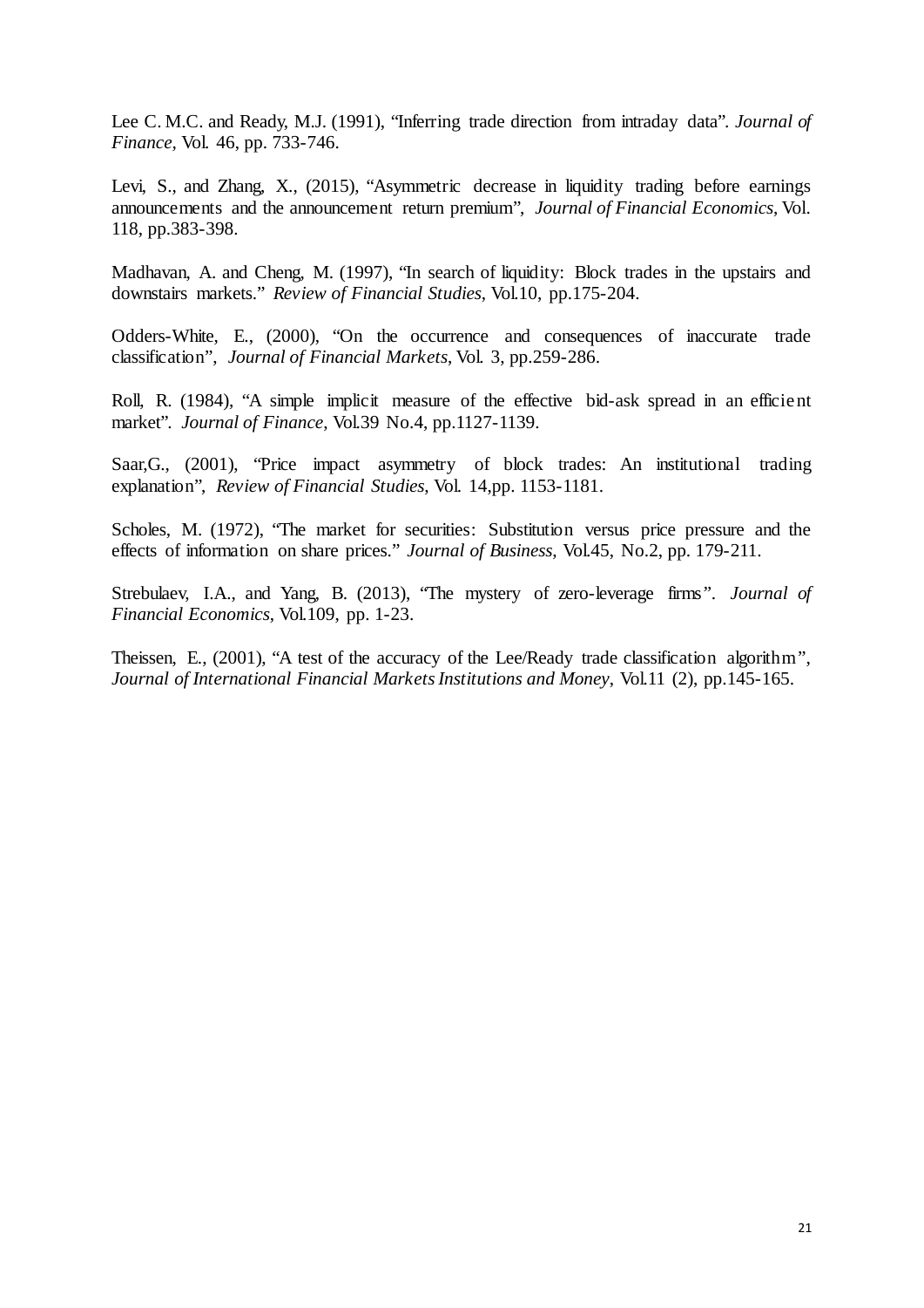Lee C. M.C. and Ready, M.J. (1991), "Inferring trade direction from intraday data". *Journal of Finance*, Vol. 46, pp. 733-746.

Levi, S., and Zhang, X., (2015), "Asymmetric decrease in liquidity trading before earnings announcements and the announcement return premium", *Journal of Financial Economics*, Vol. 118, pp.383-398.

Madhavan, A. and Cheng, M. (1997), "In search of liquidity: Block trades in the upstairs and downstairs markets." *Review of Financial Studies*, Vol.10, pp.175-204.

Odders-White, E., (2000), "On the occurrence and consequences of inaccurate trade classification", *Journal of Financial Markets*, Vol. 3, pp.259-286.

Roll, R. (1984), "A simple implicit measure of the effective bid-ask spread in an efficient market". *Journal of Finance*, Vol.39 No.4, pp.1127-1139.

Saar,G., (2001), "Price impact asymmetry of block trades: An institutional trading explanation", *Review of Financial Studies*, Vol. 14,pp. 1153-1181.

Scholes, M. (1972), "The market for securities: Substitution versus price pressure and the effects of information on share prices." *Journal of Business*, Vol.45, No.2, pp. 179-211.

Strebulaev, I.A., and Yang, B. (2013), "The mystery of zero-leverage firms". *Journal of Financial Economics*, Vol.109, pp. 1-23.

Theissen, E., (2001), "A test of the accuracy of the Lee/Ready trade classification algorithm", *Journal of International Financial Markets Institutions and Money*, Vol.11 (2), pp.145-165.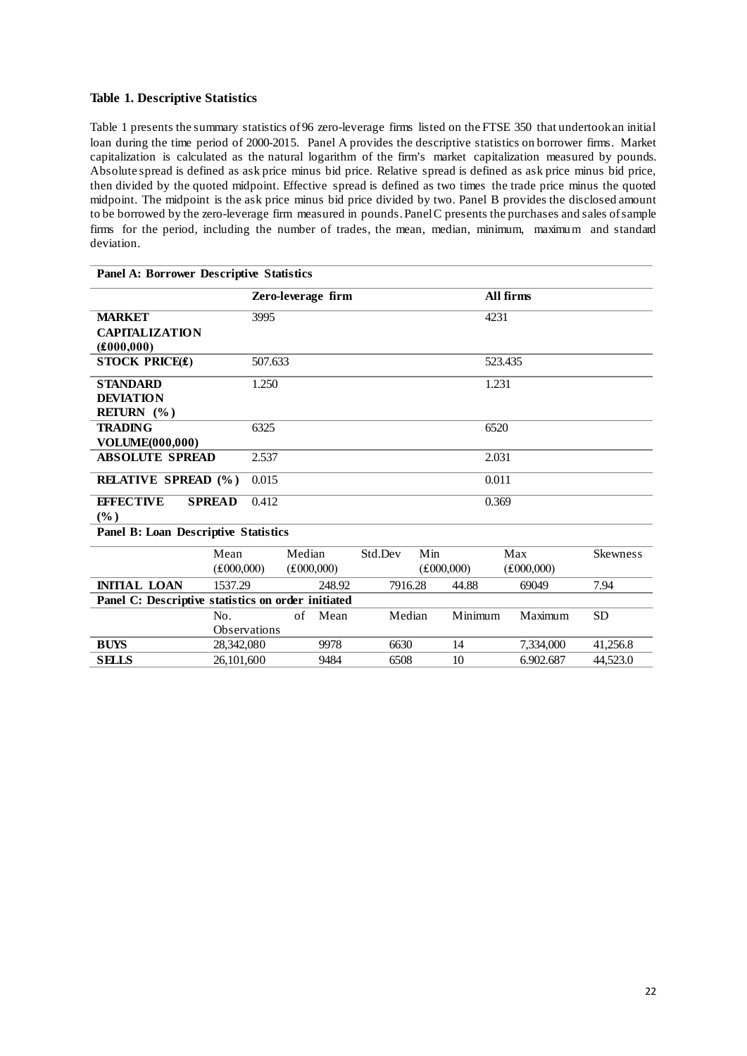### Table 1. Descriptive Statistics

Table 1 presents the summary statistics of 96 zero-leverage firms listed on the FTSE 350 that undertook an initial loan during the time period of 2000-2015. Panel A provides the descriptive statistics on borrower firms. Market capitalization is calculated as the natural logarithm of the firm's market capitalization measured by pounds. Absolute spread is defined as ask price minus bid price. Relative spread is defined as ask price minus bid price, then divided by the quoted midpoint. Effective spread is defined as two times the trade price minus the quoted midpoint. The midpoint is the ask price minus bid price divided by two. Panel B provides the disclosed amount to be borrowed by the zero-leverage firm measured in pounds. Panel C presents the purchases and sales of sample firms for the period, including the number of trades, the mean, median, minimum, maximum and standard deviation.

**Panel A: Borrower Descriptive Statistics**

| | Zero-leverage firm | All firms |
|---|---|---|
| **MARKET CAPITALIZATION (£000,000)** | 3995 | 4231 |
| **STOCK PRICE(£)** | 507.633 | 523.435 |
| **STANDARD DEVIATION RETURN (%)** | 1.250 | 1.231 |
| **TRADING VOLUME(000,000)** | 6325 | 6520 |
| **ABSOLUTE SPREAD** | 2.537 | 2.031 |
| **RELATIVE SPREAD (%)** | 0.015 | 0.011 |
| **EFFECTIVE SPREAD (%)** | 0.412 | 0.369 |

**Panel B: Loan Descriptive Statistics**

| | Mean (£000,000) | Median (£000,000) | Std.Dev | Min (£000,000) | Max (£000,000) | Skewness |
|---|---|---|---|---|---|---|
| **INITIAL LOAN** | 1537.29 | 248.92 | 7916.28 | 44.88 | 69049 | 7.94 |

**Panel C: Descriptive statistics on order initiated**

| | No. of Observations | Mean | Median | Minimum | Maximum | SD |
|---|---|---|---|---|---|---|
| **BUYS** | 28,342,080 | 9978 | 6630 | 14 | 7,334,000 | 41,256.8 |
| **SELLS** | 26,101,600 | 9484 | 6508 | 10 | 6.902.687 | 44,523.0 |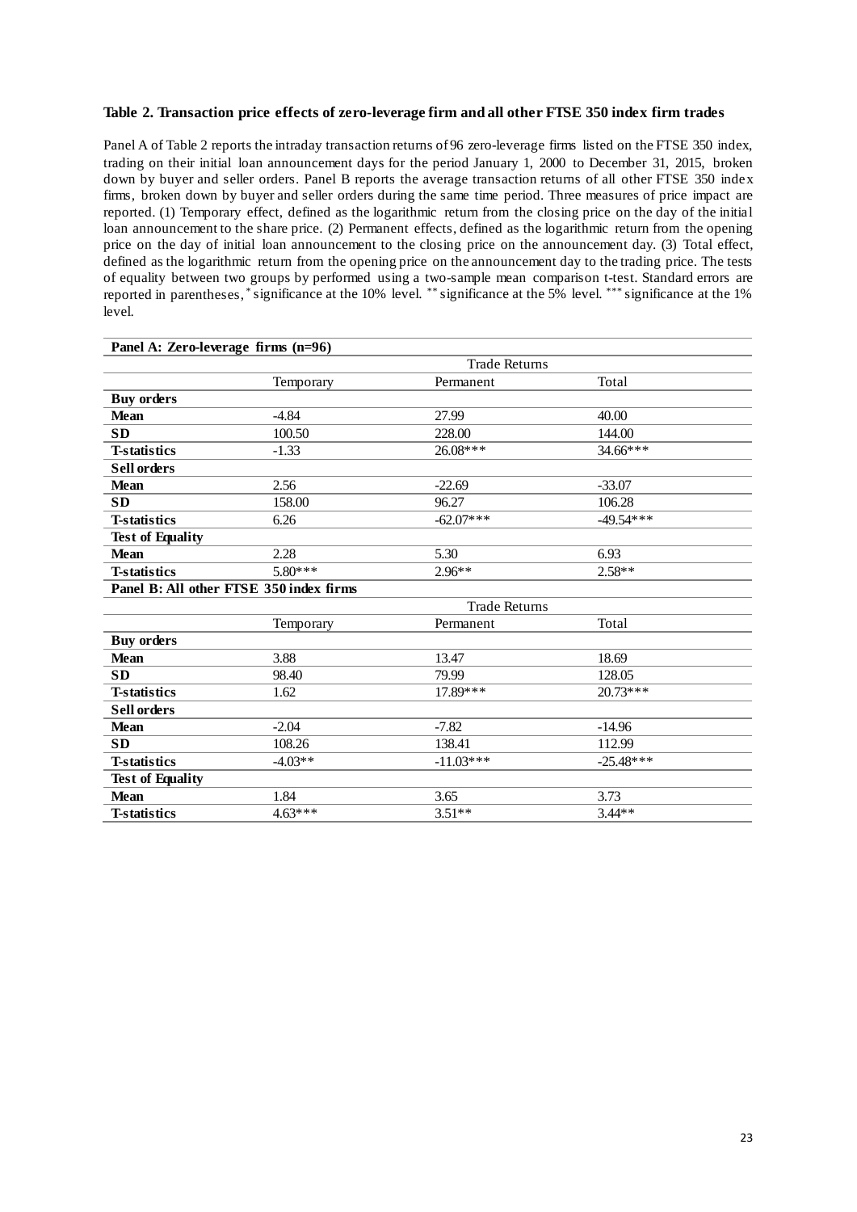### Table 2. Transaction price effects of zero-leverage firm and all other FTSE 350 index firm trades

Panel A of Table 2 reports the intraday transaction returns of 96 zero-leverage firms listed on the FTSE 350 index, trading on their initial loan announcement days for the period January 1, 2000 to December 31, 2015, broken down by buyer and seller orders. Panel B reports the average transaction returns of all other FTSE 350 index firms, broken down by buyer and seller orders during the same time period. Three measures of price impact are reported. (1) Temporary effect, defined as the logarithmic return from the closing price on the day of the initial loan announcement to the share price. (2) Permanent effects, defined as the logarithmic return from the opening price on the day of initial loan announcement to the closing price on the announcement day. (3) Total effect, defined as the logarithmic return from the opening price on the announcement day to the trading price. The tests of equality between two groups by performed using a two-sample mean comparison t-test. Standard errors are reported in parentheses, * significance at the 10% level. ** significance at the 5% level. *** significance at the 1% level.

| **Panel A: Zero-leverage firms (n=96)** | | | |
|---|---|---|---|
| | Trade Returns | | |
| | Temporary | Permanent | Total |
| **Buy orders** | | | |
| **Mean** | -4.84 | 27.99 | 40.00 |
| **SD** | 100.50 | 228.00 | 144.00 |
| **T-statistics** | -1.33 | 26.08*** | 34.66*** |
| **Sell orders** | | | |
| **Mean** | 2.56 | -22.69 | -33.07 |
| **SD** | 158.00 | 96.27 | 106.28 |
| **T-statistics** | 6.26 | -62.07*** | -49.54*** |
| **Test of Equality** | | | |
| **Mean** | 2.28 | 5.30 | 6.93 |
| **T-statistics** | 5.80*** | 2.96** | 2.58** |
| **Panel B: All other FTSE 350 index firms** | | | |
| | Trade Returns | | |
| | Temporary | Permanent | Total |
| **Buy orders** | | | |
| **Mean** | 3.88 | 13.47 | 18.69 |
| **SD** | 98.40 | 79.99 | 128.05 |
| **T-statistics** | 1.62 | 17.89*** | 20.73*** |
| **Sell orders** | | | |
| **Mean** | -2.04 | -7.82 | -14.96 |
| **SD** | 108.26 | 138.41 | 112.99 |
| **T-statistics** | -4.03** | -11.03*** | -25.48*** |
| **Test of Equality** | | | |
| **Mean** | 1.84 | 3.65 | 3.73 |
| **T-statistics** | 4.63*** | 3.51** | 3.44** |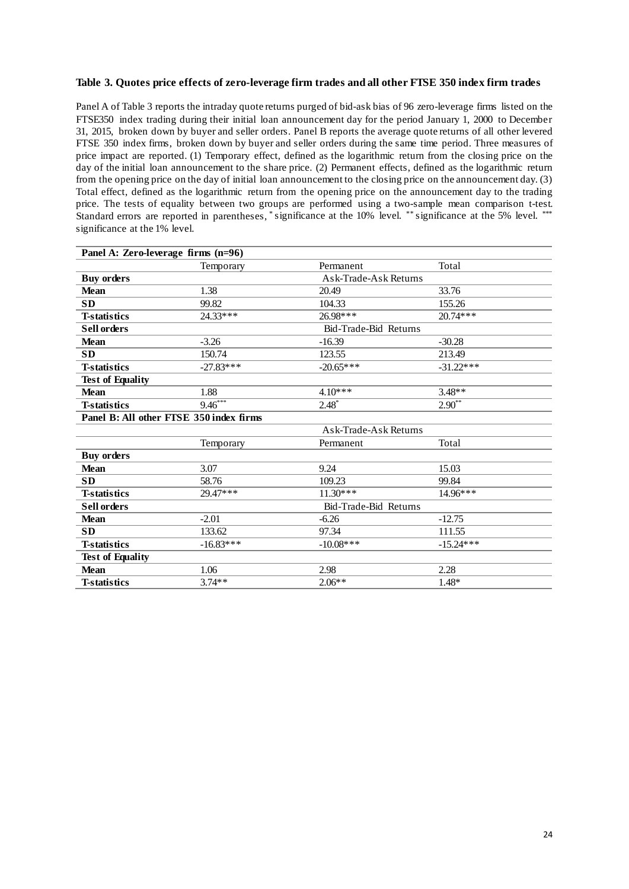### Table 3. Quotes price effects of zero-leverage firm trades and all other FTSE 350 index firm trades

Panel A of Table 3 reports the intraday quote returns purged of bid-ask bias of 96 zero-leverage firms listed on the FTSE350 index trading during their initial loan announcement day for the period January 1, 2000 to December 31, 2015, broken down by buyer and seller orders. Panel B reports the average quote returns of all other levered FTSE 350 index firms, broken down by buyer and seller orders during the same time period. Three measures of price impact are reported. (1) Temporary effect, defined as the logarithmic return from the closing price on the day of the initial loan announcement to the share price. (2) Permanent effects, defined as the logarithmic return from the opening price on the day of initial loan announcement to the closing price on the announcement day. (3) Total effect, defined as the logarithmic return from the opening price on the announcement day to the trading price. The tests of equality between two groups are performed using a two-sample mean comparison t-test. Standard errors are reported in parentheses, * significance at the 10% level. ** significance at the 5% level. *** significance at the 1% level.

| **Panel A: Zero-leverage firms (n=96)** | | | |
|---|---|---|---|
| | Temporary | Permanent | Total |
| **Buy orders** | | Ask-Trade-Ask Returns | |
| **Mean** | 1.38 | 20.49 | 33.76 |
| **SD** | 99.82 | 104.33 | 155.26 |
| **T-statistics** | 24.33*** | 26.98*** | 20.74*** |
| **Sell orders** | | Bid-Trade-Bid Returns | |
| **Mean** | -3.26 | -16.39 | -30.28 |
| **SD** | 150.74 | 123.55 | 213.49 |
| **T-statistics** | -27.83*** | -20.65*** | -31.22*** |
| **Test of Equality** | | | |
| **Mean** | 1.88 | 4.10*** | 3.48** |
| **T-statistics** | 9.46*** | 2.48* | 2.90** |
| **Panel B: All other FTSE 350 index firms** | | | |
| | | Ask-Trade-Ask Returns | |
| | Temporary | Permanent | Total |
| **Buy orders** | | | |
| **Mean** | 3.07 | 9.24 | 15.03 |
| **SD** | 58.76 | 109.23 | 99.84 |
| **T-statistics** | 29.47*** | 11.30*** | 14.96*** |
| **Sell orders** | | Bid-Trade-Bid Returns | |
| **Mean** | -2.01 | -6.26 | -12.75 |
| **SD** | 133.62 | 97.34 | 111.55 |
| **T-statistics** | -16.83*** | -10.08*** | -15.24*** |
| **Test of Equality** | | | |
| **Mean** | 1.06 | 2.98 | 2.28 |
| **T-statistics** | 3.74** | 2.06** | 1.48* |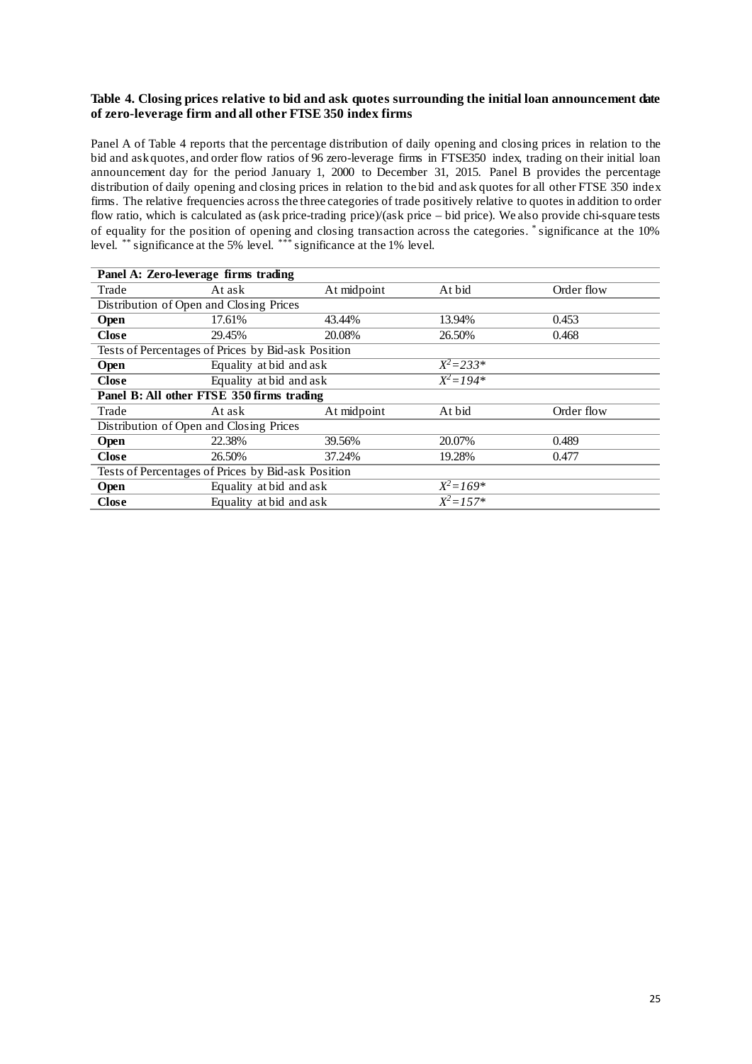**Table 4. Closing prices relative to bid and ask quotes surrounding the initial loan announcement date of zero-leverage firm and all other FTSE 350 index firms**

Panel A of Table 4 reports that the percentage distribution of daily opening and closing prices in relation to the bid and ask quotes, and order flow ratios of 96 zero-leverage firms in FTSE350 index, trading on their initial loan announcement day for the period January 1, 2000 to December 31, 2015. Panel B provides the percentage distribution of daily opening and closing prices in relation to the bid and ask quotes for all other FTSE 350 index firms. The relative frequencies across the three categories of trade positively relative to quotes in addition to order flow ratio, which is calculated as (ask price-trading price)/(ask price – bid price). We also provide chi-square tests of equality for the position of opening and closing transaction across the categories. * significance at the 10% level. ** significance at the 5% level. *** significance at the 1% level.

| **Panel A: Zero-leverage firms trading** | | | | |
|---|---|---|---|---|
| Trade | At ask | At midpoint | At bid | Order flow |
| Distribution of Open and Closing Prices | | | | |
| **Open** | 17.61% | 43.44% | 13.94% | 0.453 |
| **Close** | 29.45% | 20.08% | 26.50% | 0.468 |
| Tests of Percentages of Prices by Bid-ask Position | | | | |
| **Open** | Equality at bid and ask | | $X^2=233$* | |
| **Close** | Equality at bid and ask | | $X^2=194$* | |
| **Panel B: All other FTSE 350 firms trading** | | | | |
| Trade | At ask | At midpoint | At bid | Order flow |
| Distribution of Open and Closing Prices | | | | |
| **Open** | 22.38% | 39.56% | 20.07% | 0.489 |
| **Close** | 26.50% | 37.24% | 19.28% | 0.477 |
| Tests of Percentages of Prices by Bid-ask Position | | | | |
| **Open** | Equality at bid and ask | | $X^2=169$* | |
| **Close** | Equality at bid and ask | | $X^2=157$* | |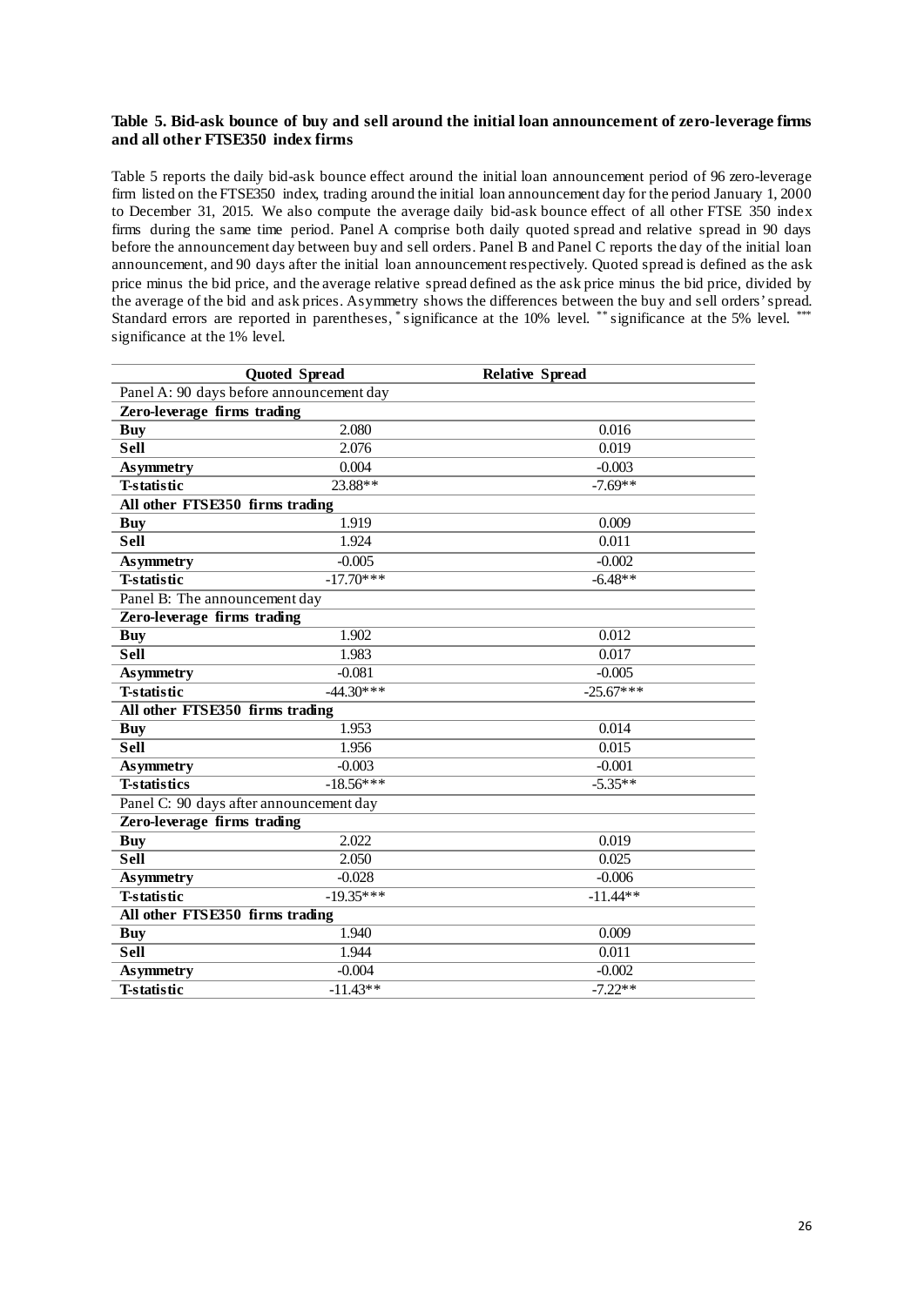**Table 5. Bid-ask bounce of buy and sell around the initial loan announcement of zero-leverage firms and all other FTSE350 index firms**

Table 5 reports the daily bid-ask bounce effect around the initial loan announcement period of 96 zero-leverage firm listed on the FTSE350 index, trading around the initial loan announcement day for the period January 1, 2000 to December 31, 2015. We also compute the average daily bid-ask bounce effect of all other FTSE 350 index firms during the same time period. Panel A comprise both daily quoted spread and relative spread in 90 days before the announcement day between buy and sell orders. Panel B and Panel C reports the day of the initial loan announcement, and 90 days after the initial loan announcement respectively. Quoted spread is defined as the ask price minus the bid price, and the average relative spread defined as the ask price minus the bid price, divided by the average of the bid and ask prices. Asymmetry shows the differences between the buy and sell orders' spread. Standard errors are reported in parentheses, * significance at the 10% level. ** significance at the 5% level. *** significance at the 1% level.

| | Quoted Spread | Relative Spread |
|---|---|---|
| Panel A: 90 days before announcement day | | |
| **Zero-leverage firms trading** | | |
| **Buy** | 2.080 | 0.016 |
| **Sell** | 2.076 | 0.019 |
| **Asymmetry** | 0.004 | -0.003 |
| **T-statistic** | 23.88** | -7.69** |
| **All other FTSE350 firms trading** | | |
| **Buy** | 1.919 | 0.009 |
| **Sell** | 1.924 | 0.011 |
| **Asymmetry** | -0.005 | -0.002 |
| **T-statistic** | -17.70*** | -6.48** |
| Panel B: The announcement day | | |
| **Zero-leverage firms trading** | | |
| **Buy** | 1.902 | 0.012 |
| **Sell** | 1.983 | 0.017 |
| **Asymmetry** | -0.081 | -0.005 |
| **T-statistic** | -44.30*** | -25.67*** |
| **All other FTSE350 firms trading** | | |
| **Buy** | 1.953 | 0.014 |
| **Sell** | 1.956 | 0.015 |
| **Asymmetry** | -0.003 | -0.001 |
| **T-statistics** | -18.56*** | -5.35** |
| Panel C: 90 days after announcement day | | |
| **Zero-leverage firms trading** | | |
| **Buy** | 2.022 | 0.019 |
| **Sell** | 2.050 | 0.025 |
| **Asymmetry** | -0.028 | -0.006 |
| **T-statistic** | -19.35*** | -11.44** |
| **All other FTSE350 firms trading** | | |
| **Buy** | 1.940 | 0.009 |
| **Sell** | 1.944 | 0.011 |
| **Asymmetry** | -0.004 | -0.002 |
| **T-statistic** | -11.43** | -7.22** |